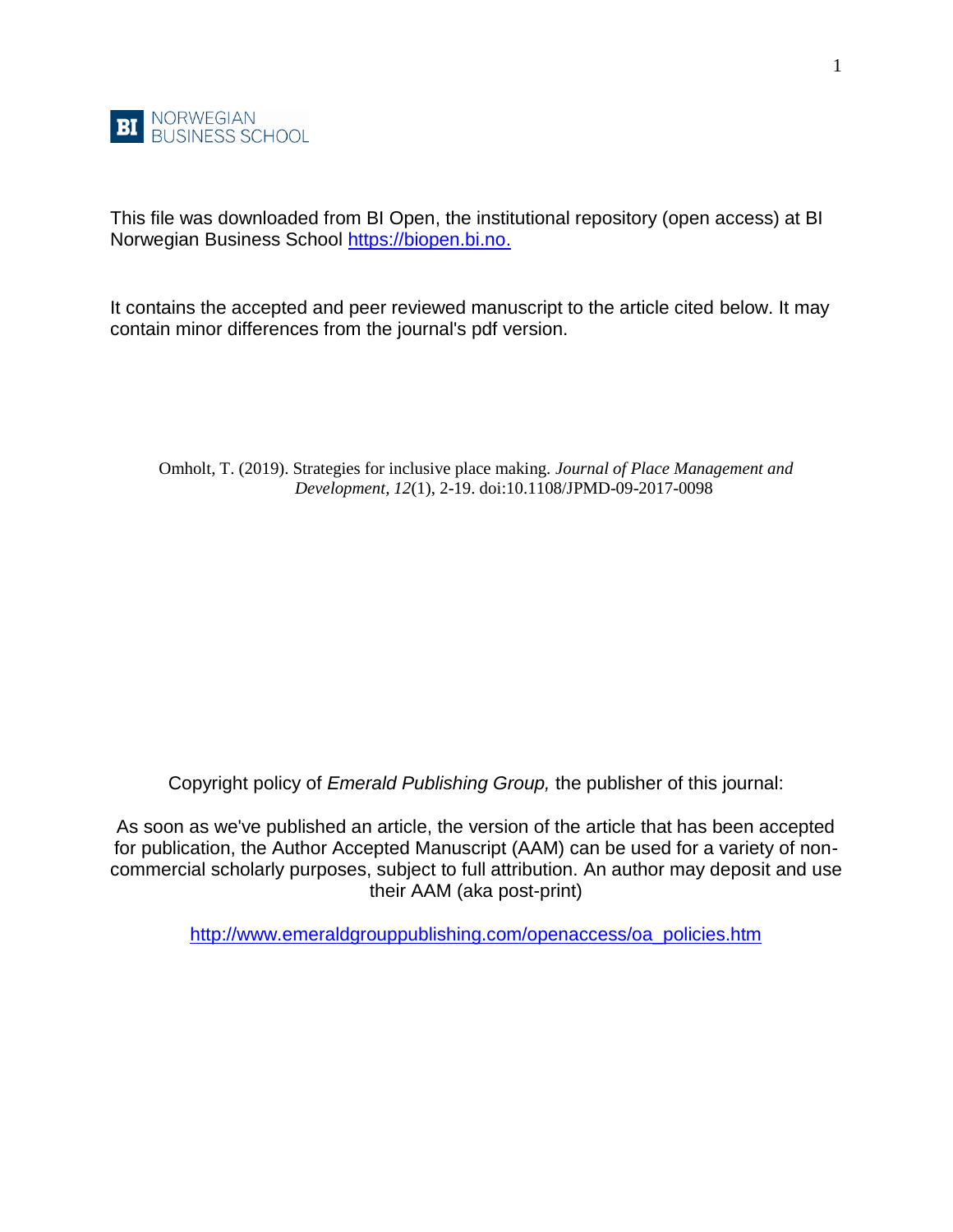NORWEGIAN BUSINESS SCHOOL

This file was downloaded from BI Open, the institutional repository (open access) at BI Norwegian Business School [https://biopen.bi.no.](https://biopen.bi.no.)

It contains the accepted and peer reviewed manuscript to the article cited below. It may contain minor differences from the journal's pdf version.

Omholt, T. (2019). Strategies for inclusive place making. *Journal of Place Management and Development, 12*(1), 2-19. doi:10.1108/JPMD-09-2017-0098

Copyright policy of *Emerald Publishing Group,* the publisher of this journal:

As soon as we've published an article, the version of the article that has been accepted for publication, the Author Accepted Manuscript (AAM) can be used for a variety of non-commercial scholarly purposes, subject to full attribution. An author may deposit and use their AAM (aka post-print)

[http://www.emeraldgrouppublishing.com/openaccess/oa_policies.htm](http://www.emeraldgrouppublishing.com/openaccess/oa_policies.htm)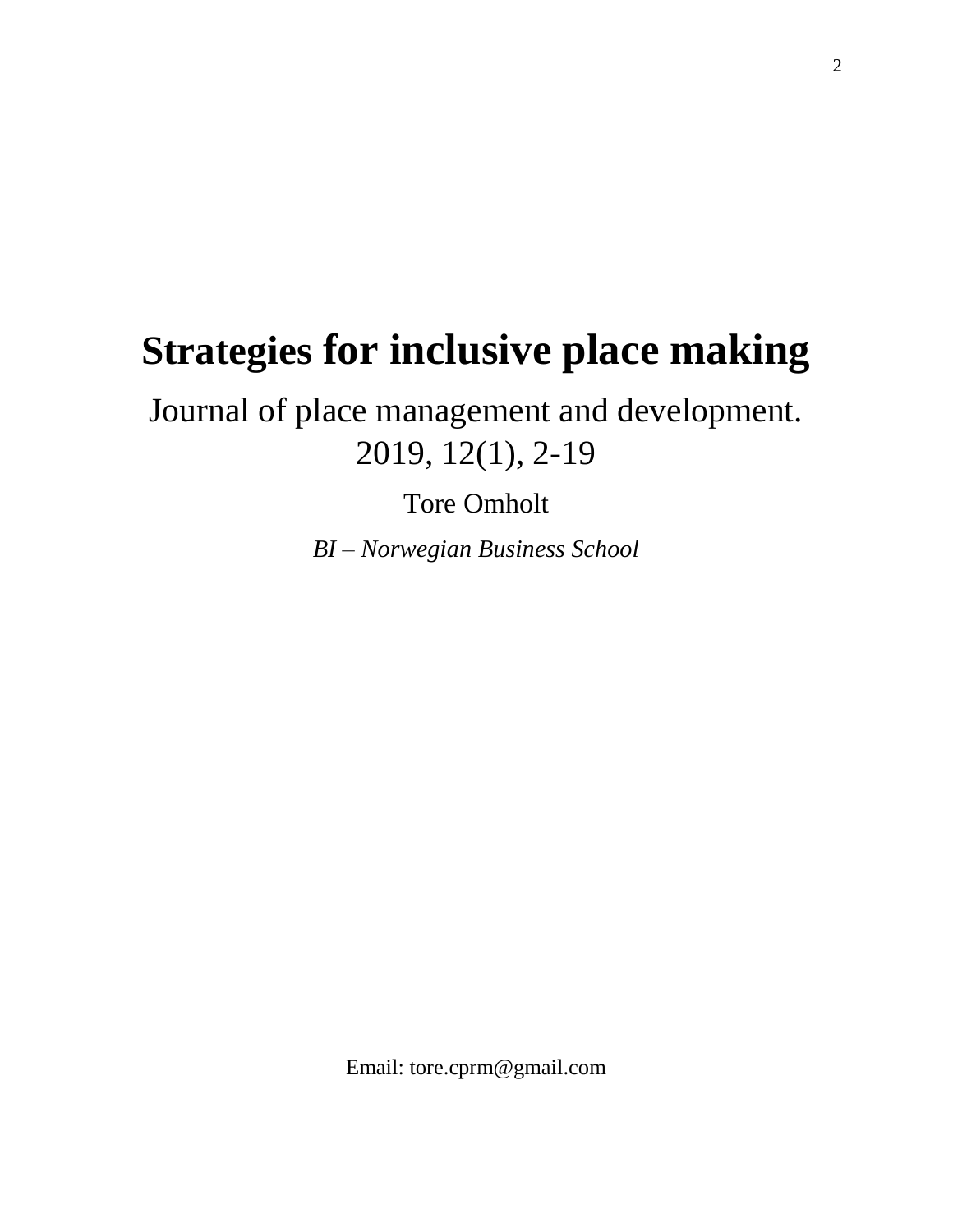# Strategies for inclusive place making

Journal of place management and development. 2019, 12(1), 2-19

Tore Omholt

*BI – Norwegian Business School*

Email: tore.cprm@gmail.com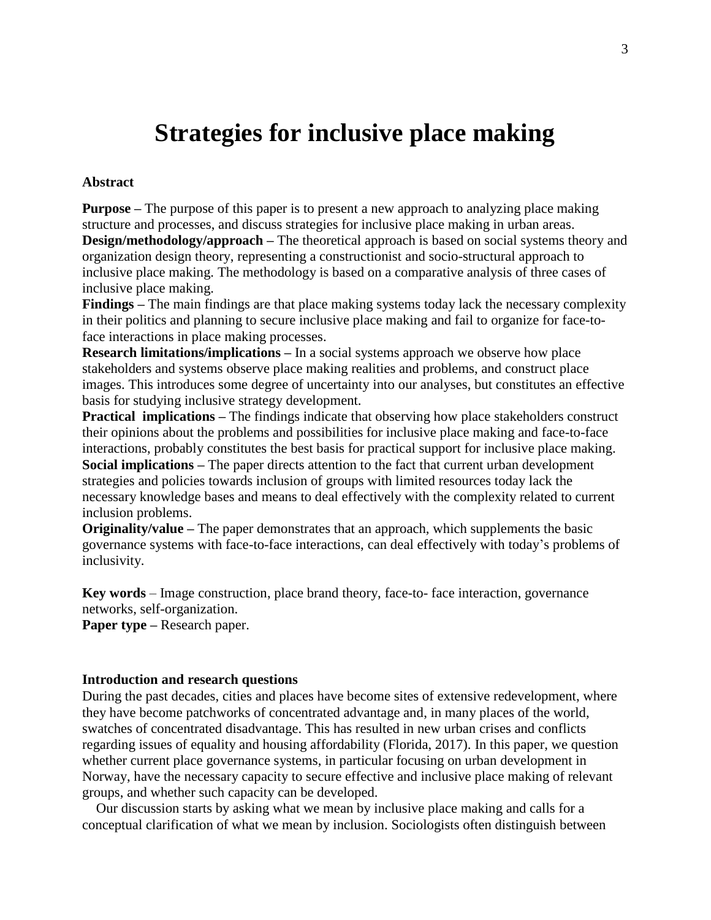# Strategies for inclusive place making

**Abstract**

**Purpose –** The purpose of this paper is to present a new approach to analyzing place making structure and processes, and discuss strategies for inclusive place making in urban areas.
**Design/methodology/approach –** The theoretical approach is based on social systems theory and organization design theory, representing a constructionist and socio-structural approach to inclusive place making. The methodology is based on a comparative analysis of three cases of inclusive place making.
**Findings –** The main findings are that place making systems today lack the necessary complexity in their politics and planning to secure inclusive place making and fail to organize for face-to-face interactions in place making processes.
**Research limitations/implications –** In a social systems approach we observe how place stakeholders and systems observe place making realities and problems, and construct place images. This introduces some degree of uncertainty into our analyses, but constitutes an effective basis for studying inclusive strategy development.
**Practical implications –** The findings indicate that observing how place stakeholders construct their opinions about the problems and possibilities for inclusive place making and face-to-face interactions, probably constitutes the best basis for practical support for inclusive place making.
**Social implications –** The paper directs attention to the fact that current urban development strategies and policies towards inclusion of groups with limited resources today lack the necessary knowledge bases and means to deal effectively with the complexity related to current inclusion problems.
**Originality/value –** The paper demonstrates that an approach, which supplements the basic governance systems with face-to-face interactions, can deal effectively with today's problems of inclusivity.

**Key words** – Image construction, place brand theory, face-to- face interaction, governance networks, self-organization.
**Paper type –** Research paper.

**Introduction and research questions**

During the past decades, cities and places have become sites of extensive redevelopment, where they have become patchworks of concentrated advantage and, in many places of the world, swatches of concentrated disadvantage. This has resulted in new urban crises and conflicts regarding issues of equality and housing affordability (Florida, 2017). In this paper, we question whether current place governance systems, in particular focusing on urban development in Norway, have the necessary capacity to secure effective and inclusive place making of relevant groups, and whether such capacity can be developed.

Our discussion starts by asking what we mean by inclusive place making and calls for a conceptual clarification of what we mean by inclusion. Sociologists often distinguish between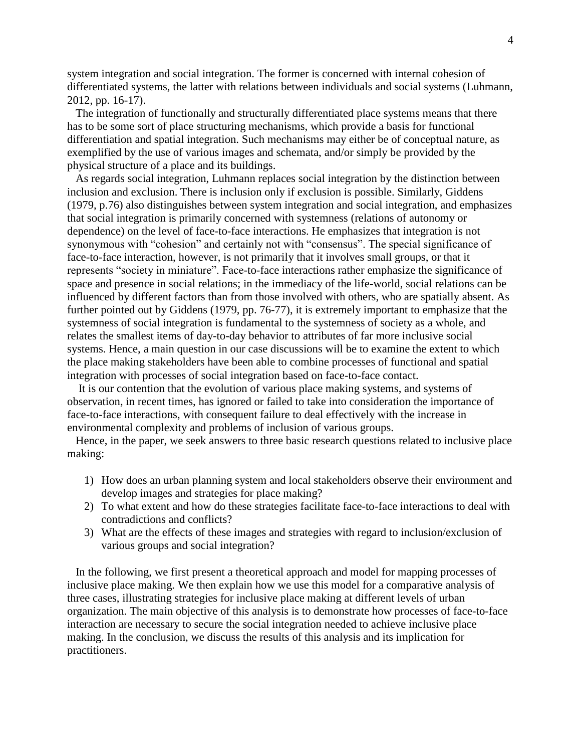system integration and social integration. The former is concerned with internal cohesion of differentiated systems, the latter with relations between individuals and social systems (Luhmann, 2012, pp. 16-17).

The integration of functionally and structurally differentiated place systems means that there has to be some sort of place structuring mechanisms, which provide a basis for functional differentiation and spatial integration. Such mechanisms may either be of conceptual nature, as exemplified by the use of various images and schemata, and/or simply be provided by the physical structure of a place and its buildings.

As regards social integration, Luhmann replaces social integration by the distinction between inclusion and exclusion. There is inclusion only if exclusion is possible. Similarly, Giddens (1979, p.76) also distinguishes between system integration and social integration, and emphasizes that social integration is primarily concerned with systemness (relations of autonomy or dependence) on the level of face-to-face interactions. He emphasizes that integration is not synonymous with "cohesion" and certainly not with "consensus". The special significance of face-to-face interaction, however, is not primarily that it involves small groups, or that it represents "society in miniature". Face-to-face interactions rather emphasize the significance of space and presence in social relations; in the immediacy of the life-world, social relations can be influenced by different factors than from those involved with others, who are spatially absent. As further pointed out by Giddens (1979, pp. 76-77), it is extremely important to emphasize that the systemness of social integration is fundamental to the systemness of society as a whole, and relates the smallest items of day-to-day behavior to attributes of far more inclusive social systems. Hence, a main question in our case discussions will be to examine the extent to which the place making stakeholders have been able to combine processes of functional and spatial integration with processes of social integration based on face-to-face contact.

It is our contention that the evolution of various place making systems, and systems of observation, in recent times, has ignored or failed to take into consideration the importance of face-to-face interactions, with consequent failure to deal effectively with the increase in environmental complexity and problems of inclusion of various groups.

Hence, in the paper, we seek answers to three basic research questions related to inclusive place making:

1) How does an urban planning system and local stakeholders observe their environment and develop images and strategies for place making?
2) To what extent and how do these strategies facilitate face-to-face interactions to deal with contradictions and conflicts?
3) What are the effects of these images and strategies with regard to inclusion/exclusion of various groups and social integration?

In the following, we first present a theoretical approach and model for mapping processes of inclusive place making. We then explain how we use this model for a comparative analysis of three cases, illustrating strategies for inclusive place making at different levels of urban organization. The main objective of this analysis is to demonstrate how processes of face-to-face interaction are necessary to secure the social integration needed to achieve inclusive place making. In the conclusion, we discuss the results of this analysis and its implication for practitioners.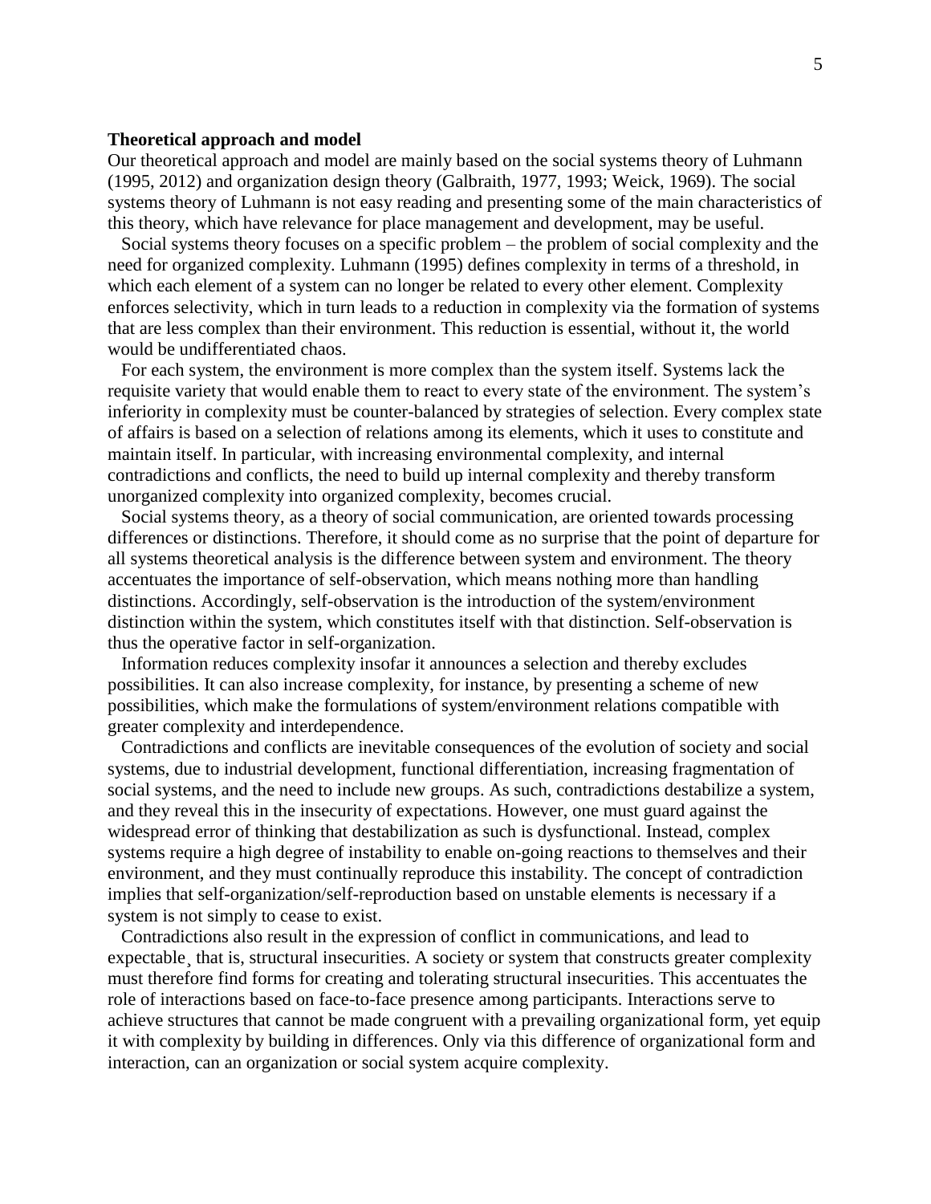**Theoretical approach and model**

Our theoretical approach and model are mainly based on the social systems theory of Luhmann (1995, 2012) and organization design theory (Galbraith, 1977, 1993; Weick, 1969). The social systems theory of Luhmann is not easy reading and presenting some of the main characteristics of this theory, which have relevance for place management and development, may be useful.

Social systems theory focuses on a specific problem – the problem of social complexity and the need for organized complexity. Luhmann (1995) defines complexity in terms of a threshold, in which each element of a system can no longer be related to every other element. Complexity enforces selectivity, which in turn leads to a reduction in complexity via the formation of systems that are less complex than their environment. This reduction is essential, without it, the world would be undifferentiated chaos.

For each system, the environment is more complex than the system itself. Systems lack the requisite variety that would enable them to react to every state of the environment. The system's inferiority in complexity must be counter-balanced by strategies of selection. Every complex state of affairs is based on a selection of relations among its elements, which it uses to constitute and maintain itself. In particular, with increasing environmental complexity, and internal contradictions and conflicts, the need to build up internal complexity and thereby transform unorganized complexity into organized complexity, becomes crucial.

Social systems theory, as a theory of social communication, are oriented towards processing differences or distinctions. Therefore, it should come as no surprise that the point of departure for all systems theoretical analysis is the difference between system and environment. The theory accentuates the importance of self-observation, which means nothing more than handling distinctions. Accordingly, self-observation is the introduction of the system/environment distinction within the system, which constitutes itself with that distinction. Self-observation is thus the operative factor in self-organization.

Information reduces complexity insofar it announces a selection and thereby excludes possibilities. It can also increase complexity, for instance, by presenting a scheme of new possibilities, which make the formulations of system/environment relations compatible with greater complexity and interdependence.

Contradictions and conflicts are inevitable consequences of the evolution of society and social systems, due to industrial development, functional differentiation, increasing fragmentation of social systems, and the need to include new groups. As such, contradictions destabilize a system, and they reveal this in the insecurity of expectations. However, one must guard against the widespread error of thinking that destabilization as such is dysfunctional. Instead, complex systems require a high degree of instability to enable on-going reactions to themselves and their environment, and they must continually reproduce this instability. The concept of contradiction implies that self-organization/self-reproduction based on unstable elements is necessary if a system is not simply to cease to exist.

Contradictions also result in the expression of conflict in communications, and lead to expectable¸ that is, structural insecurities. A society or system that constructs greater complexity must therefore find forms for creating and tolerating structural insecurities. This accentuates the role of interactions based on face-to-face presence among participants. Interactions serve to achieve structures that cannot be made congruent with a prevailing organizational form, yet equip it with complexity by building in differences. Only via this difference of organizational form and interaction, can an organization or social system acquire complexity.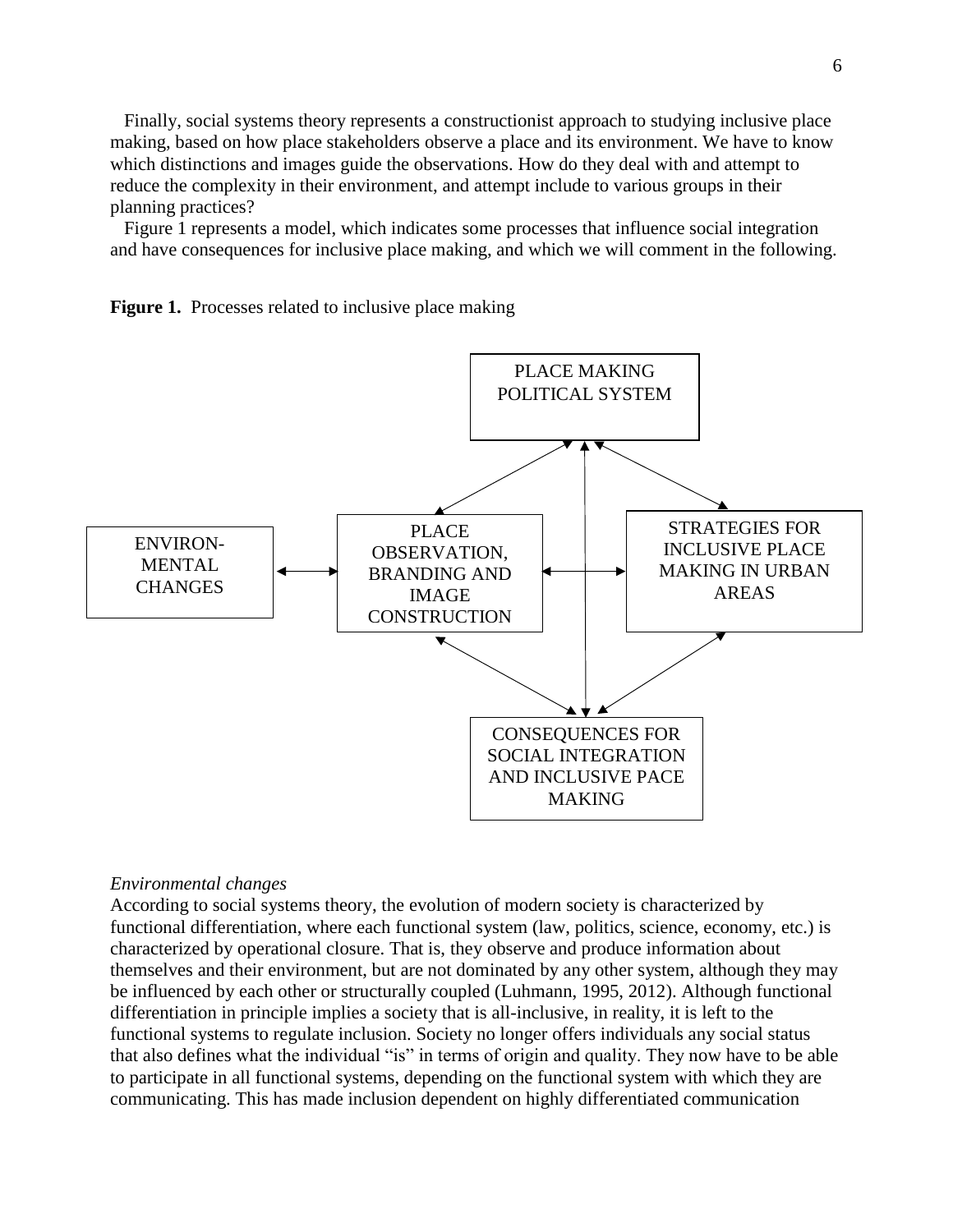Finally, social systems theory represents a constructionist approach to studying inclusive place making, based on how place stakeholders observe a place and its environment. We have to know which distinctions and images guide the observations. How do they deal with and attempt to reduce the complexity in their environment, and attempt include to various groups in their planning practices?

Figure 1 represents a model, which indicates some processes that influence social integration and have consequences for inclusive place making, and which we will comment in the following.

**Figure 1.** Processes related to inclusive place making

PLACE MAKING POLITICAL SYSTEM

ENVIRON-MENTAL CHANGES

PLACE OBSERVATION, BRANDING AND IMAGE CONSTRUCTION

STRATEGIES FOR INCLUSIVE PLACE MAKING IN URBAN AREAS

CONSEQUENCES FOR SOCIAL INTEGRATION AND INCLUSIVE PACE MAKING

*Environmental changes*

According to social systems theory, the evolution of modern society is characterized by functional differentiation, where each functional system (law, politics, science, economy, etc.) is characterized by operational closure. That is, they observe and produce information about themselves and their environment, but are not dominated by any other system, although they may be influenced by each other or structurally coupled (Luhmann, 1995, 2012). Although functional differentiation in principle implies a society that is all-inclusive, in reality, it is left to the functional systems to regulate inclusion. Society no longer offers individuals any social status that also defines what the individual "is" in terms of origin and quality. They now have to be able to participate in all functional systems, depending on the functional system with which they are communicating. This has made inclusion dependent on highly differentiated communication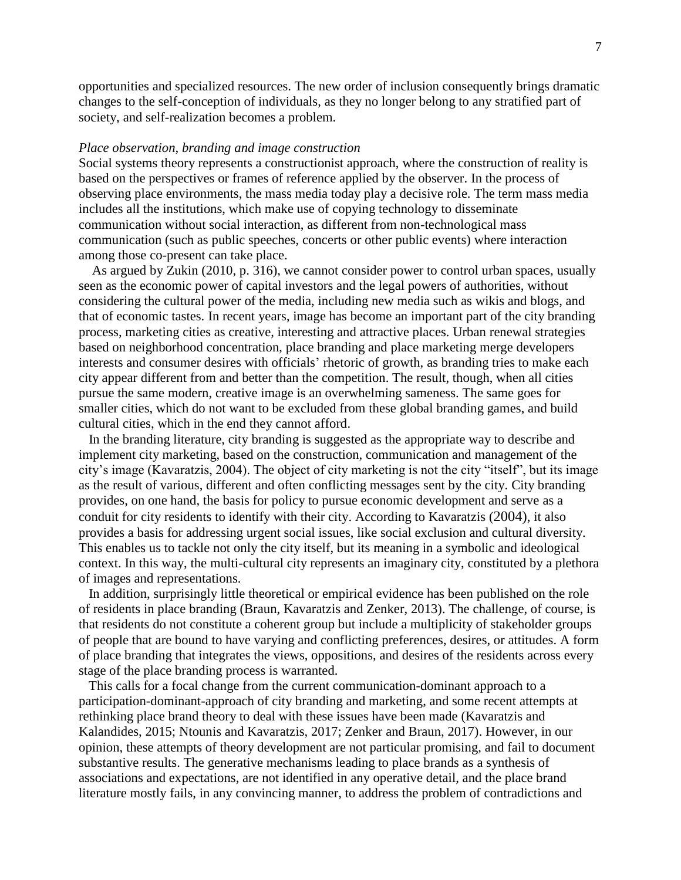opportunities and specialized resources. The new order of inclusion consequently brings dramatic changes to the self-conception of individuals, as they no longer belong to any stratified part of society, and self-realization becomes a problem.

*Place observation, branding and image construction*

Social systems theory represents a constructionist approach, where the construction of reality is based on the perspectives or frames of reference applied by the observer. In the process of observing place environments, the mass media today play a decisive role. The term mass media includes all the institutions, which make use of copying technology to disseminate communication without social interaction, as different from non-technological mass communication (such as public speeches, concerts or other public events) where interaction among those co-present can take place.

As argued by Zukin (2010, p. 316), we cannot consider power to control urban spaces, usually seen as the economic power of capital investors and the legal powers of authorities, without considering the cultural power of the media, including new media such as wikis and blogs, and that of economic tastes. In recent years, image has become an important part of the city branding process, marketing cities as creative, interesting and attractive places. Urban renewal strategies based on neighborhood concentration, place branding and place marketing merge developers interests and consumer desires with officials' rhetoric of growth, as branding tries to make each city appear different from and better than the competition. The result, though, when all cities pursue the same modern, creative image is an overwhelming sameness. The same goes for smaller cities, which do not want to be excluded from these global branding games, and build cultural cities, which in the end they cannot afford.

In the branding literature, city branding is suggested as the appropriate way to describe and implement city marketing, based on the construction, communication and management of the city's image (Kavaratzis, 2004). The object of city marketing is not the city "itself", but its image as the result of various, different and often conflicting messages sent by the city. City branding provides, on one hand, the basis for policy to pursue economic development and serve as a conduit for city residents to identify with their city. According to Kavaratzis (2004), it also provides a basis for addressing urgent social issues, like social exclusion and cultural diversity. This enables us to tackle not only the city itself, but its meaning in a symbolic and ideological context. In this way, the multi-cultural city represents an imaginary city, constituted by a plethora of images and representations.

In addition, surprisingly little theoretical or empirical evidence has been published on the role of residents in place branding (Braun, Kavaratzis and Zenker, 2013). The challenge, of course, is that residents do not constitute a coherent group but include a multiplicity of stakeholder groups of people that are bound to have varying and conflicting preferences, desires, or attitudes. A form of place branding that integrates the views, oppositions, and desires of the residents across every stage of the place branding process is warranted.

This calls for a focal change from the current communication-dominant approach to a participation-dominant-approach of city branding and marketing, and some recent attempts at rethinking place brand theory to deal with these issues have been made (Kavaratzis and Kalandides, 2015; Ntounis and Kavaratzis, 2017; Zenker and Braun, 2017). However, in our opinion, these attempts of theory development are not particular promising, and fail to document substantive results. The generative mechanisms leading to place brands as a synthesis of associations and expectations, are not identified in any operative detail, and the place brand literature mostly fails, in any convincing manner, to address the problem of contradictions and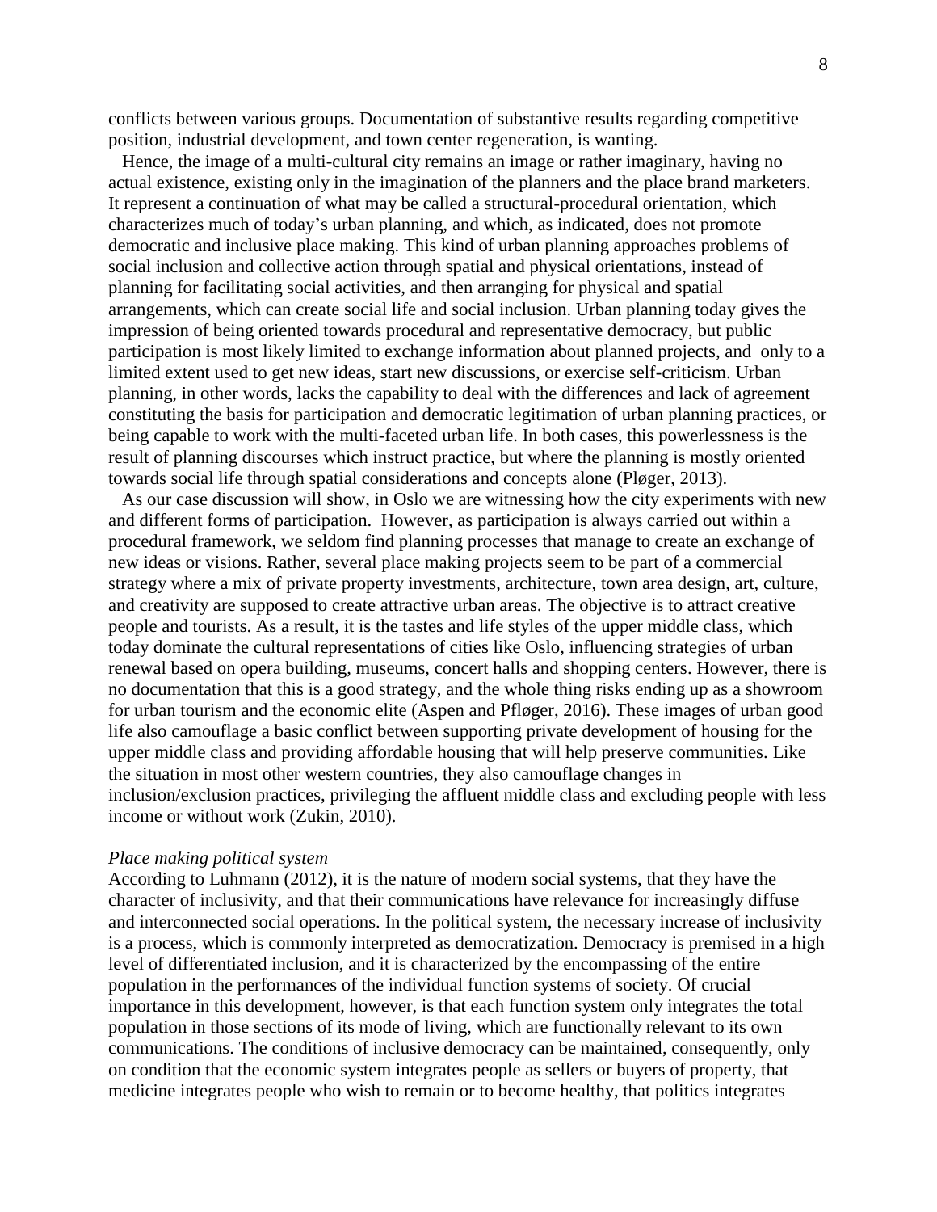conflicts between various groups. Documentation of substantive results regarding competitive position, industrial development, and town center regeneration, is wanting.

Hence, the image of a multi-cultural city remains an image or rather imaginary, having no actual existence, existing only in the imagination of the planners and the place brand marketers. It represent a continuation of what may be called a structural-procedural orientation, which characterizes much of today's urban planning, and which, as indicated, does not promote democratic and inclusive place making. This kind of urban planning approaches problems of social inclusion and collective action through spatial and physical orientations, instead of planning for facilitating social activities, and then arranging for physical and spatial arrangements, which can create social life and social inclusion. Urban planning today gives the impression of being oriented towards procedural and representative democracy, but public participation is most likely limited to exchange information about planned projects, and only to a limited extent used to get new ideas, start new discussions, or exercise self-criticism. Urban planning, in other words, lacks the capability to deal with the differences and lack of agreement constituting the basis for participation and democratic legitimation of urban planning practices, or being capable to work with the multi-faceted urban life. In both cases, this powerlessness is the result of planning discourses which instruct practice, but where the planning is mostly oriented towards social life through spatial considerations and concepts alone (Pløger, 2013).

As our case discussion will show, in Oslo we are witnessing how the city experiments with new and different forms of participation. However, as participation is always carried out within a procedural framework, we seldom find planning processes that manage to create an exchange of new ideas or visions. Rather, several place making projects seem to be part of a commercial strategy where a mix of private property investments, architecture, town area design, art, culture, and creativity are supposed to create attractive urban areas. The objective is to attract creative people and tourists. As a result, it is the tastes and life styles of the upper middle class, which today dominate the cultural representations of cities like Oslo, influencing strategies of urban renewal based on opera building, museums, concert halls and shopping centers. However, there is no documentation that this is a good strategy, and the whole thing risks ending up as a showroom for urban tourism and the economic elite (Aspen and Pfløger, 2016). These images of urban good life also camouflage a basic conflict between supporting private development of housing for the upper middle class and providing affordable housing that will help preserve communities. Like the situation in most other western countries, they also camouflage changes in inclusion/exclusion practices, privileging the affluent middle class and excluding people with less income or without work (Zukin, 2010).

*Place making political system*

According to Luhmann (2012), it is the nature of modern social systems, that they have the character of inclusivity, and that their communications have relevance for increasingly diffuse and interconnected social operations. In the political system, the necessary increase of inclusivity is a process, which is commonly interpreted as democratization. Democracy is premised in a high level of differentiated inclusion, and it is characterized by the encompassing of the entire population in the performances of the individual function systems of society. Of crucial importance in this development, however, is that each function system only integrates the total population in those sections of its mode of living, which are functionally relevant to its own communications. The conditions of inclusive democracy can be maintained, consequently, only on condition that the economic system integrates people as sellers or buyers of property, that medicine integrates people who wish to remain or to become healthy, that politics integrates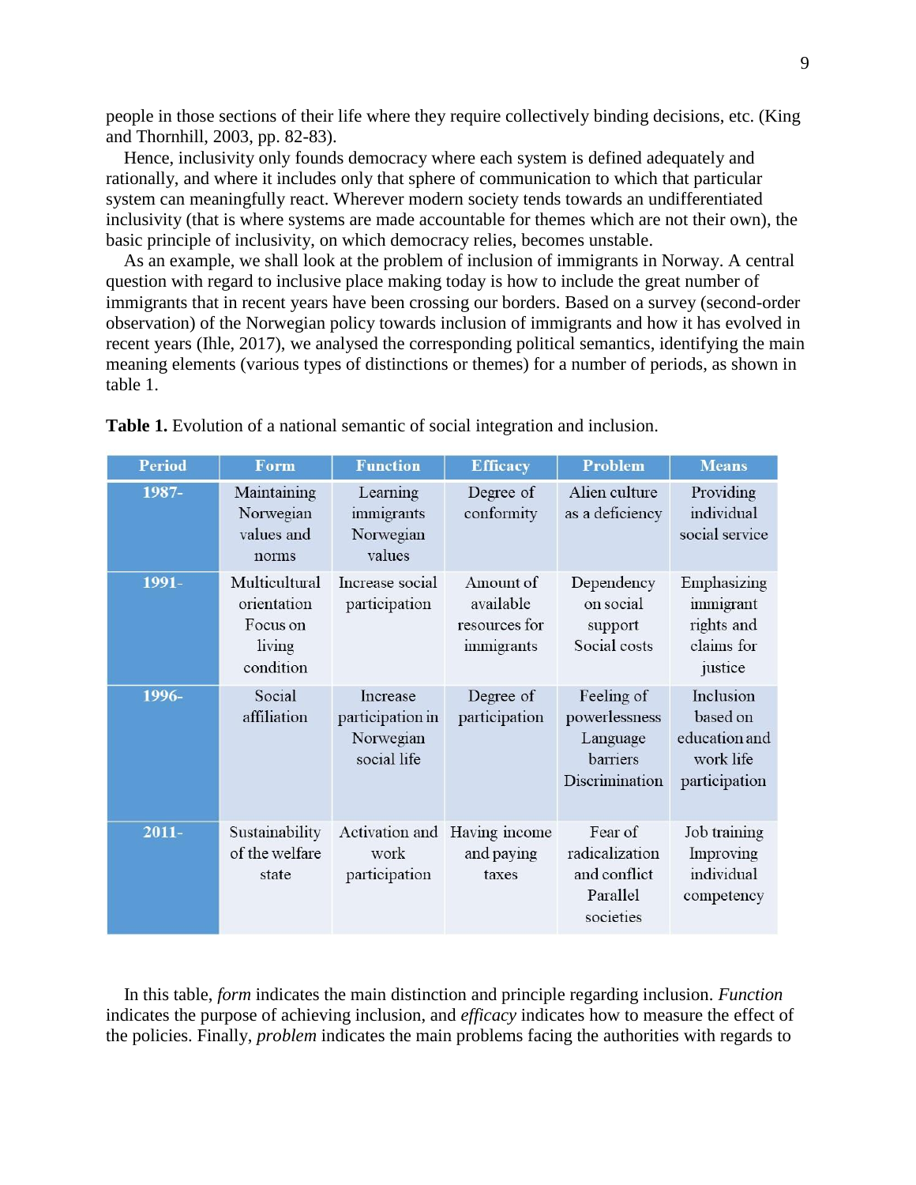people in those sections of their life where they require collectively binding decisions, etc. (King and Thornhill, 2003, pp. 82-83).

Hence, inclusivity only founds democracy where each system is defined adequately and rationally, and where it includes only that sphere of communication to which that particular system can meaningfully react. Wherever modern society tends towards an undifferentiated inclusivity (that is where systems are made accountable for themes which are not their own), the basic principle of inclusivity, on which democracy relies, becomes unstable.

As an example, we shall look at the problem of inclusion of immigrants in Norway. A central question with regard to inclusive place making today is how to include the great number of immigrants that in recent years have been crossing our borders. Based on a survey (second-order observation) of the Norwegian policy towards inclusion of immigrants and how it has evolved in recent years (Ihle, 2017), we analysed the corresponding political semantics, identifying the main meaning elements (various types of distinctions or themes) for a number of periods, as shown in table 1.

**Table 1.** Evolution of a national semantic of social integration and inclusion.

| Period | Form | Function | Efficacy | Problem | Means |
|---|---|---|---|---|---|
| 1987- | Maintaining Norwegian values and norms | Learning immigrants Norwegian values | Degree of conformity | Alien culture as a deficiency | Providing individual social service |
| 1991- | Multicultural orientation Focus on living condition | Increase social participation | Amount of available resources for immigrants | Dependency on social support Social costs | Emphasizing immigrant rights and claims for justice |
| 1996- | Social affiliation | Increase participation in Norwegian social life | Degree of participation | Feeling of powerlessness Language barriers Discrimination | Inclusion based on education and work life participation |
| 2011- | Sustainability of the welfare state | Activation and work participation | Having income and paying taxes | Fear of radicalization and conflict Parallel societies | Job training Improving individual competency |

In this table, *form* indicates the main distinction and principle regarding inclusion. *Function* indicates the purpose of achieving inclusion, and *efficacy* indicates how to measure the effect of the policies. Finally, *problem* indicates the main problems facing the authorities with regards to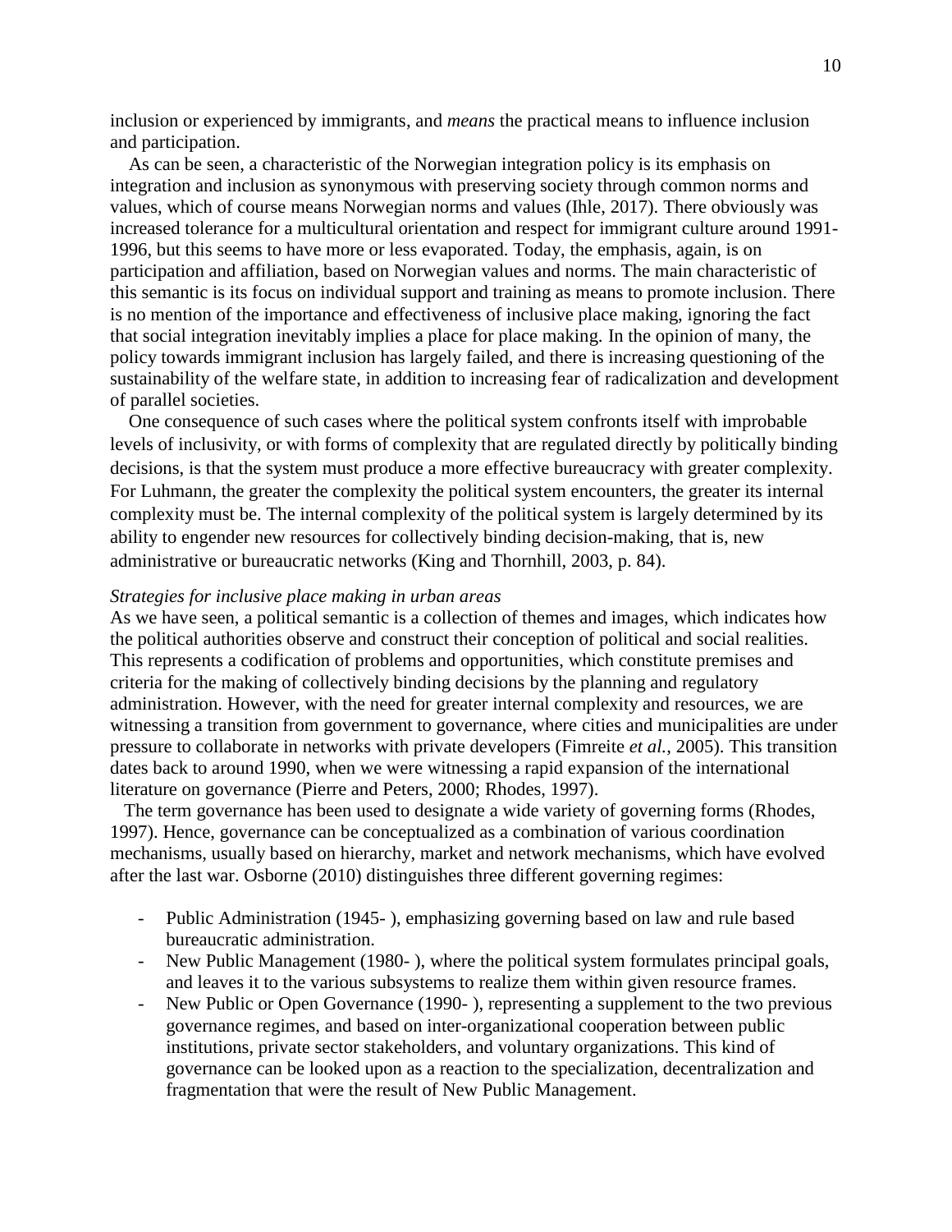inclusion or experienced by immigrants, and *means* the practical means to influence inclusion and participation.

As can be seen, a characteristic of the Norwegian integration policy is its emphasis on integration and inclusion as synonymous with preserving society through common norms and values, which of course means Norwegian norms and values (Ihle, 2017). There obviously was increased tolerance for a multicultural orientation and respect for immigrant culture around 1991-1996, but this seems to have more or less evaporated. Today, the emphasis, again, is on participation and affiliation, based on Norwegian values and norms. The main characteristic of this semantic is its focus on individual support and training as means to promote inclusion. There is no mention of the importance and effectiveness of inclusive place making, ignoring the fact that social integration inevitably implies a place for place making. In the opinion of many, the policy towards immigrant inclusion has largely failed, and there is increasing questioning of the sustainability of the welfare state, in addition to increasing fear of radicalization and development of parallel societies.

One consequence of such cases where the political system confronts itself with improbable levels of inclusivity, or with forms of complexity that are regulated directly by politically binding decisions, is that the system must produce a more effective bureaucracy with greater complexity. For Luhmann, the greater the complexity the political system encounters, the greater its internal complexity must be. The internal complexity of the political system is largely determined by its ability to engender new resources for collectively binding decision-making, that is, new administrative or bureaucratic networks (King and Thornhill, 2003, p. 84).

*Strategies for inclusive place making in urban areas*

As we have seen, a political semantic is a collection of themes and images, which indicates how the political authorities observe and construct their conception of political and social realities. This represents a codification of problems and opportunities, which constitute premises and criteria for the making of collectively binding decisions by the planning and regulatory administration. However, with the need for greater internal complexity and resources, we are witnessing a transition from government to governance, where cities and municipalities are under pressure to collaborate in networks with private developers (Fimreite *et al.*, 2005). This transition dates back to around 1990, when we were witnessing a rapid expansion of the international literature on governance (Pierre and Peters, 2000; Rhodes, 1997).

The term governance has been used to designate a wide variety of governing forms (Rhodes, 1997). Hence, governance can be conceptualized as a combination of various coordination mechanisms, usually based on hierarchy, market and network mechanisms, which have evolved after the last war. Osborne (2010) distinguishes three different governing regimes:

- Public Administration (1945- ), emphasizing governing based on law and rule based bureaucratic administration.
- New Public Management (1980- ), where the political system formulates principal goals, and leaves it to the various subsystems to realize them within given resource frames.
- New Public or Open Governance (1990- ), representing a supplement to the two previous governance regimes, and based on inter-organizational cooperation between public institutions, private sector stakeholders, and voluntary organizations. This kind of governance can be looked upon as a reaction to the specialization, decentralization and fragmentation that were the result of New Public Management.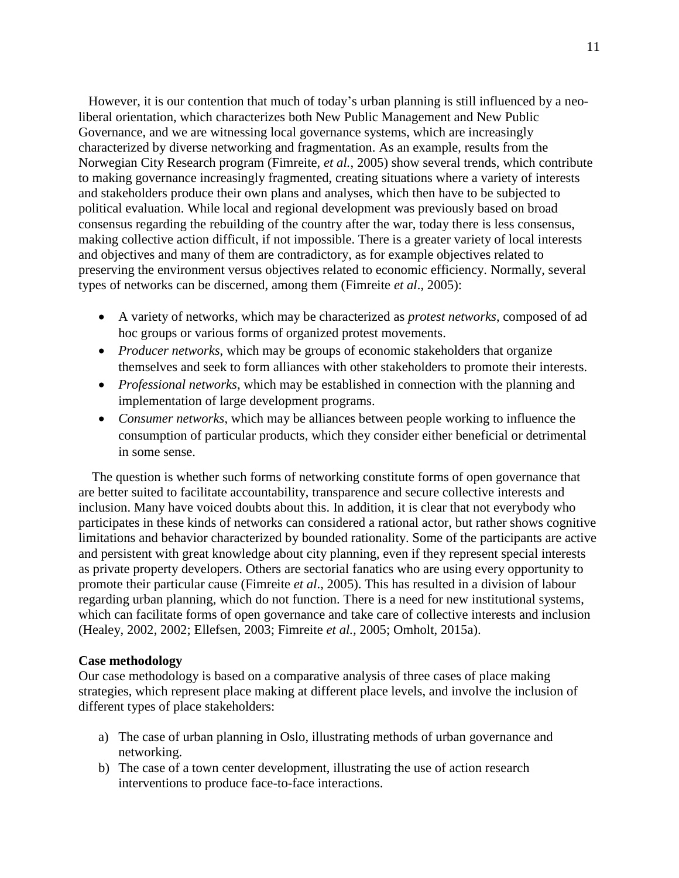However, it is our contention that much of today's urban planning is still influenced by a neo-liberal orientation, which characterizes both New Public Management and New Public Governance, and we are witnessing local governance systems, which are increasingly characterized by diverse networking and fragmentation. As an example, results from the Norwegian City Research program (Fimreite, *et al.*, 2005) show several trends, which contribute to making governance increasingly fragmented, creating situations where a variety of interests and stakeholders produce their own plans and analyses, which then have to be subjected to political evaluation. While local and regional development was previously based on broad consensus regarding the rebuilding of the country after the war, today there is less consensus, making collective action difficult, if not impossible. There is a greater variety of local interests and objectives and many of them are contradictory, as for example objectives related to preserving the environment versus objectives related to economic efficiency. Normally, several types of networks can be discerned, among them (Fimreite *et al*., 2005):

- A variety of networks, which may be characterized as *protest networks*, composed of ad hoc groups or various forms of organized protest movements.
- *Producer networks*, which may be groups of economic stakeholders that organize themselves and seek to form alliances with other stakeholders to promote their interests.
- *Professional networks*, which may be established in connection with the planning and implementation of large development programs.
- *Consumer networks*, which may be alliances between people working to influence the consumption of particular products, which they consider either beneficial or detrimental in some sense.

The question is whether such forms of networking constitute forms of open governance that are better suited to facilitate accountability, transparence and secure collective interests and inclusion. Many have voiced doubts about this. In addition, it is clear that not everybody who participates in these kinds of networks can considered a rational actor, but rather shows cognitive limitations and behavior characterized by bounded rationality. Some of the participants are active and persistent with great knowledge about city planning, even if they represent special interests as private property developers. Others are sectorial fanatics who are using every opportunity to promote their particular cause (Fimreite *et al*., 2005). This has resulted in a division of labour regarding urban planning, which do not function. There is a need for new institutional systems, which can facilitate forms of open governance and take care of collective interests and inclusion (Healey, 2002, 2002; Ellefsen, 2003; Fimreite *et al.,* 2005; Omholt, 2015a).

**Case methodology**

Our case methodology is based on a comparative analysis of three cases of place making strategies, which represent place making at different place levels, and involve the inclusion of different types of place stakeholders:

a) The case of urban planning in Oslo, illustrating methods of urban governance and networking.
b) The case of a town center development, illustrating the use of action research interventions to produce face-to-face interactions.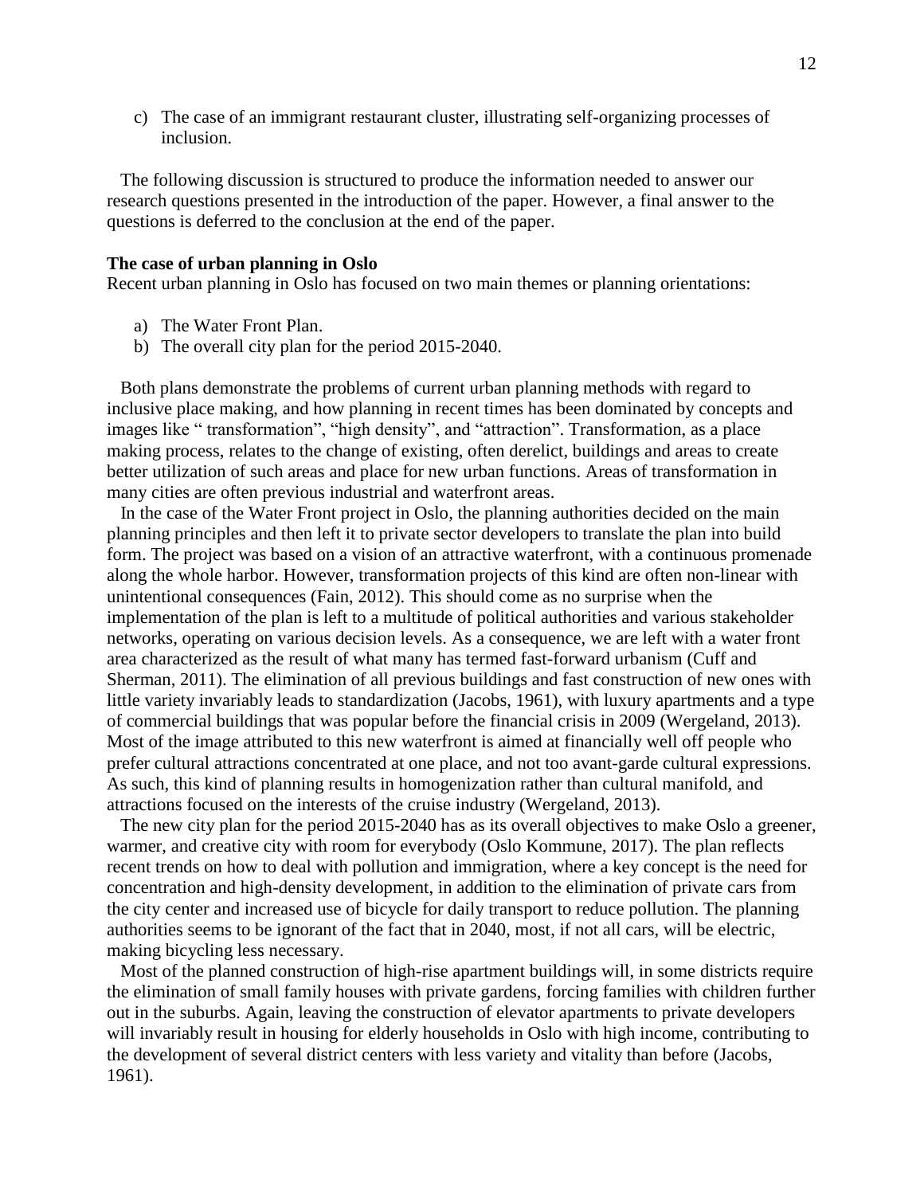c) The case of an immigrant restaurant cluster, illustrating self-organizing processes of inclusion.

The following discussion is structured to produce the information needed to answer our research questions presented in the introduction of the paper. However, a final answer to the questions is deferred to the conclusion at the end of the paper.

**The case of urban planning in Oslo**

Recent urban planning in Oslo has focused on two main themes or planning orientations:

a) The Water Front Plan.
b) The overall city plan for the period 2015-2040.

Both plans demonstrate the problems of current urban planning methods with regard to inclusive place making, and how planning in recent times has been dominated by concepts and images like " transformation", "high density", and "attraction". Transformation, as a place making process, relates to the change of existing, often derelict, buildings and areas to create better utilization of such areas and place for new urban functions. Areas of transformation in many cities are often previous industrial and waterfront areas.

In the case of the Water Front project in Oslo, the planning authorities decided on the main planning principles and then left it to private sector developers to translate the plan into build form. The project was based on a vision of an attractive waterfront, with a continuous promenade along the whole harbor. However, transformation projects of this kind are often non-linear with unintentional consequences (Fain, 2012). This should come as no surprise when the implementation of the plan is left to a multitude of political authorities and various stakeholder networks, operating on various decision levels. As a consequence, we are left with a water front area characterized as the result of what many has termed fast-forward urbanism (Cuff and Sherman, 2011). The elimination of all previous buildings and fast construction of new ones with little variety invariably leads to standardization (Jacobs, 1961), with luxury apartments and a type of commercial buildings that was popular before the financial crisis in 2009 (Wergeland, 2013). Most of the image attributed to this new waterfront is aimed at financially well off people who prefer cultural attractions concentrated at one place, and not too avant-garde cultural expressions. As such, this kind of planning results in homogenization rather than cultural manifold, and attractions focused on the interests of the cruise industry (Wergeland, 2013).

The new city plan for the period 2015-2040 has as its overall objectives to make Oslo a greener, warmer, and creative city with room for everybody (Oslo Kommune, 2017). The plan reflects recent trends on how to deal with pollution and immigration, where a key concept is the need for concentration and high-density development, in addition to the elimination of private cars from the city center and increased use of bicycle for daily transport to reduce pollution. The planning authorities seems to be ignorant of the fact that in 2040, most, if not all cars, will be electric, making bicycling less necessary.

Most of the planned construction of high-rise apartment buildings will, in some districts require the elimination of small family houses with private gardens, forcing families with children further out in the suburbs. Again, leaving the construction of elevator apartments to private developers will invariably result in housing for elderly households in Oslo with high income, contributing to the development of several district centers with less variety and vitality than before (Jacobs, 1961).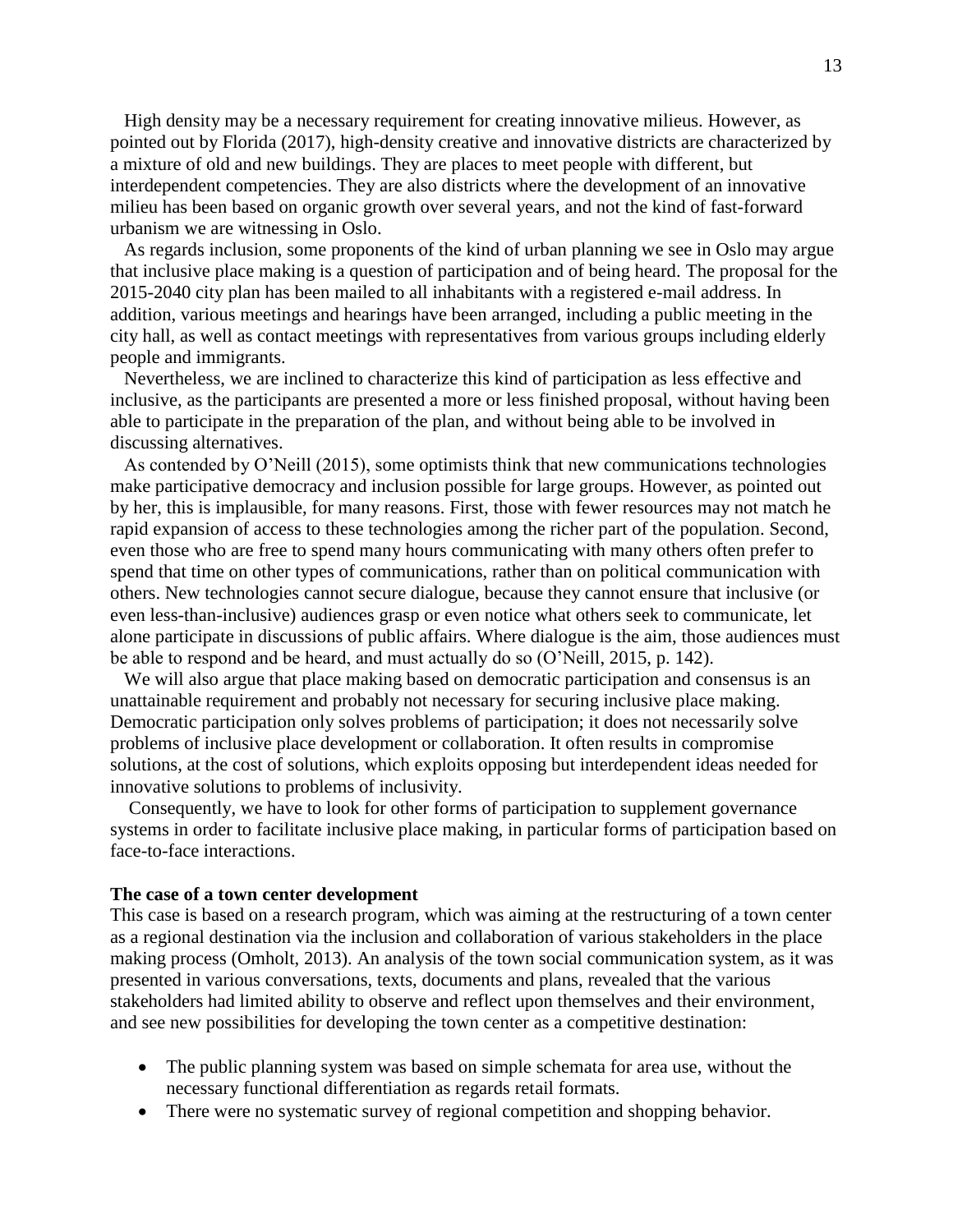High density may be a necessary requirement for creating innovative milieus. However, as pointed out by Florida (2017), high-density creative and innovative districts are characterized by a mixture of old and new buildings. They are places to meet people with different, but interdependent competencies. They are also districts where the development of an innovative milieu has been based on organic growth over several years, and not the kind of fast-forward urbanism we are witnessing in Oslo.

As regards inclusion, some proponents of the kind of urban planning we see in Oslo may argue that inclusive place making is a question of participation and of being heard. The proposal for the 2015-2040 city plan has been mailed to all inhabitants with a registered e-mail address. In addition, various meetings and hearings have been arranged, including a public meeting in the city hall, as well as contact meetings with representatives from various groups including elderly people and immigrants.

Nevertheless, we are inclined to characterize this kind of participation as less effective and inclusive, as the participants are presented a more or less finished proposal, without having been able to participate in the preparation of the plan, and without being able to be involved in discussing alternatives.

As contended by O'Neill (2015), some optimists think that new communications technologies make participative democracy and inclusion possible for large groups. However, as pointed out by her, this is implausible, for many reasons. First, those with fewer resources may not match he rapid expansion of access to these technologies among the richer part of the population. Second, even those who are free to spend many hours communicating with many others often prefer to spend that time on other types of communications, rather than on political communication with others. New technologies cannot secure dialogue, because they cannot ensure that inclusive (or even less-than-inclusive) audiences grasp or even notice what others seek to communicate, let alone participate in discussions of public affairs. Where dialogue is the aim, those audiences must be able to respond and be heard, and must actually do so (O'Neill, 2015, p. 142).

We will also argue that place making based on democratic participation and consensus is an unattainable requirement and probably not necessary for securing inclusive place making. Democratic participation only solves problems of participation; it does not necessarily solve problems of inclusive place development or collaboration. It often results in compromise solutions, at the cost of solutions, which exploits opposing but interdependent ideas needed for innovative solutions to problems of inclusivity.

Consequently, we have to look for other forms of participation to supplement governance systems in order to facilitate inclusive place making, in particular forms of participation based on face-to-face interactions.

**The case of a town center development**

This case is based on a research program, which was aiming at the restructuring of a town center as a regional destination via the inclusion and collaboration of various stakeholders in the place making process (Omholt, 2013). An analysis of the town social communication system, as it was presented in various conversations, texts, documents and plans, revealed that the various stakeholders had limited ability to observe and reflect upon themselves and their environment, and see new possibilities for developing the town center as a competitive destination:

- The public planning system was based on simple schemata for area use, without the necessary functional differentiation as regards retail formats.
- There were no systematic survey of regional competition and shopping behavior.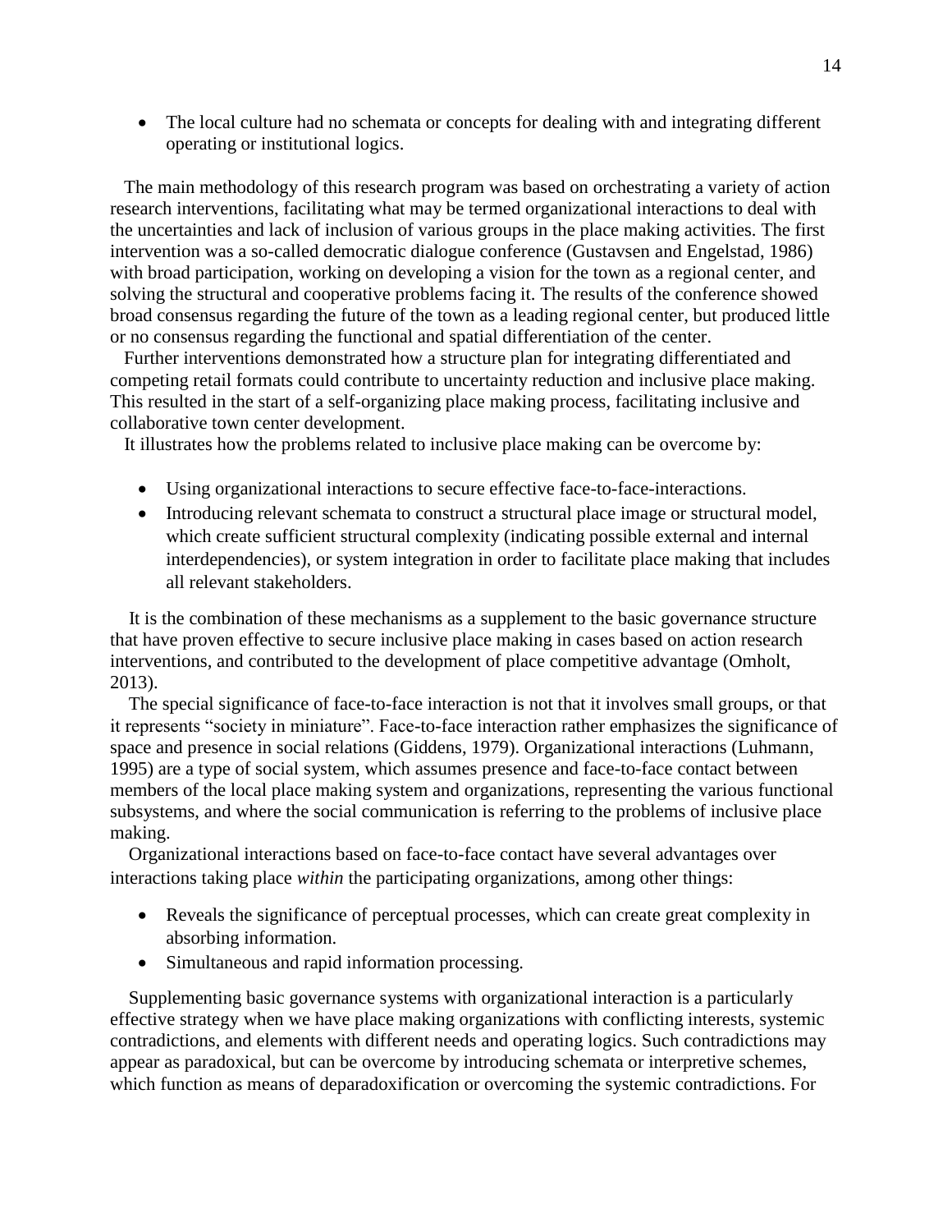- The local culture had no schemata or concepts for dealing with and integrating different operating or institutional logics.

The main methodology of this research program was based on orchestrating a variety of action research interventions, facilitating what may be termed organizational interactions to deal with the uncertainties and lack of inclusion of various groups in the place making activities. The first intervention was a so-called democratic dialogue conference (Gustavsen and Engelstad, 1986) with broad participation, working on developing a vision for the town as a regional center, and solving the structural and cooperative problems facing it. The results of the conference showed broad consensus regarding the future of the town as a leading regional center, but produced little or no consensus regarding the functional and spatial differentiation of the center.

Further interventions demonstrated how a structure plan for integrating differentiated and competing retail formats could contribute to uncertainty reduction and inclusive place making. This resulted in the start of a self-organizing place making process, facilitating inclusive and collaborative town center development.

It illustrates how the problems related to inclusive place making can be overcome by:

- Using organizational interactions to secure effective face-to-face-interactions.
- Introducing relevant schemata to construct a structural place image or structural model, which create sufficient structural complexity (indicating possible external and internal interdependencies), or system integration in order to facilitate place making that includes all relevant stakeholders.

It is the combination of these mechanisms as a supplement to the basic governance structure that have proven effective to secure inclusive place making in cases based on action research interventions, and contributed to the development of place competitive advantage (Omholt, 2013).

The special significance of face-to-face interaction is not that it involves small groups, or that it represents "society in miniature". Face-to-face interaction rather emphasizes the significance of space and presence in social relations (Giddens, 1979). Organizational interactions (Luhmann, 1995) are a type of social system, which assumes presence and face-to-face contact between members of the local place making system and organizations, representing the various functional subsystems, and where the social communication is referring to the problems of inclusive place making.

Organizational interactions based on face-to-face contact have several advantages over interactions taking place *within* the participating organizations, among other things:

- Reveals the significance of perceptual processes, which can create great complexity in absorbing information.
- Simultaneous and rapid information processing.

Supplementing basic governance systems with organizational interaction is a particularly effective strategy when we have place making organizations with conflicting interests, systemic contradictions, and elements with different needs and operating logics. Such contradictions may appear as paradoxical, but can be overcome by introducing schemata or interpretive schemes, which function as means of deparadoxification or overcoming the systemic contradictions. For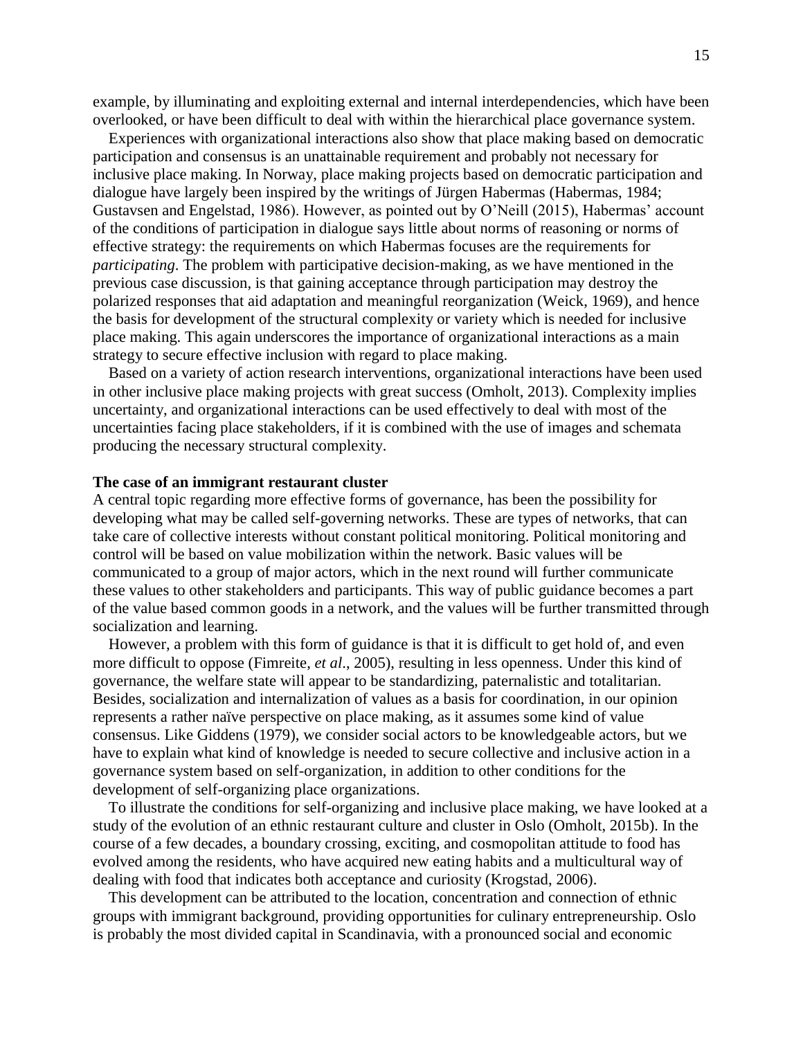example, by illuminating and exploiting external and internal interdependencies, which have been overlooked, or have been difficult to deal with within the hierarchical place governance system.

Experiences with organizational interactions also show that place making based on democratic participation and consensus is an unattainable requirement and probably not necessary for inclusive place making. In Norway, place making projects based on democratic participation and dialogue have largely been inspired by the writings of Jürgen Habermas (Habermas, 1984; Gustavsen and Engelstad, 1986). However, as pointed out by O'Neill (2015), Habermas' account of the conditions of participation in dialogue says little about norms of reasoning or norms of effective strategy: the requirements on which Habermas focuses are the requirements for *participating*. The problem with participative decision-making, as we have mentioned in the previous case discussion, is that gaining acceptance through participation may destroy the polarized responses that aid adaptation and meaningful reorganization (Weick, 1969), and hence the basis for development of the structural complexity or variety which is needed for inclusive place making. This again underscores the importance of organizational interactions as a main strategy to secure effective inclusion with regard to place making.

Based on a variety of action research interventions, organizational interactions have been used in other inclusive place making projects with great success (Omholt, 2013). Complexity implies uncertainty, and organizational interactions can be used effectively to deal with most of the uncertainties facing place stakeholders, if it is combined with the use of images and schemata producing the necessary structural complexity.

**The case of an immigrant restaurant cluster**

A central topic regarding more effective forms of governance, has been the possibility for developing what may be called self-governing networks. These are types of networks, that can take care of collective interests without constant political monitoring. Political monitoring and control will be based on value mobilization within the network. Basic values will be communicated to a group of major actors, which in the next round will further communicate these values to other stakeholders and participants. This way of public guidance becomes a part of the value based common goods in a network, and the values will be further transmitted through socialization and learning.

However, a problem with this form of guidance is that it is difficult to get hold of, and even more difficult to oppose (Fimreite, *et al*., 2005), resulting in less openness. Under this kind of governance, the welfare state will appear to be standardizing, paternalistic and totalitarian. Besides, socialization and internalization of values as a basis for coordination, in our opinion represents a rather naïve perspective on place making, as it assumes some kind of value consensus. Like Giddens (1979), we consider social actors to be knowledgeable actors, but we have to explain what kind of knowledge is needed to secure collective and inclusive action in a governance system based on self-organization, in addition to other conditions for the development of self-organizing place organizations.

To illustrate the conditions for self-organizing and inclusive place making, we have looked at a study of the evolution of an ethnic restaurant culture and cluster in Oslo (Omholt, 2015b). In the course of a few decades, a boundary crossing, exciting, and cosmopolitan attitude to food has evolved among the residents, who have acquired new eating habits and a multicultural way of dealing with food that indicates both acceptance and curiosity (Krogstad, 2006).

This development can be attributed to the location, concentration and connection of ethnic groups with immigrant background, providing opportunities for culinary entrepreneurship. Oslo is probably the most divided capital in Scandinavia, with a pronounced social and economic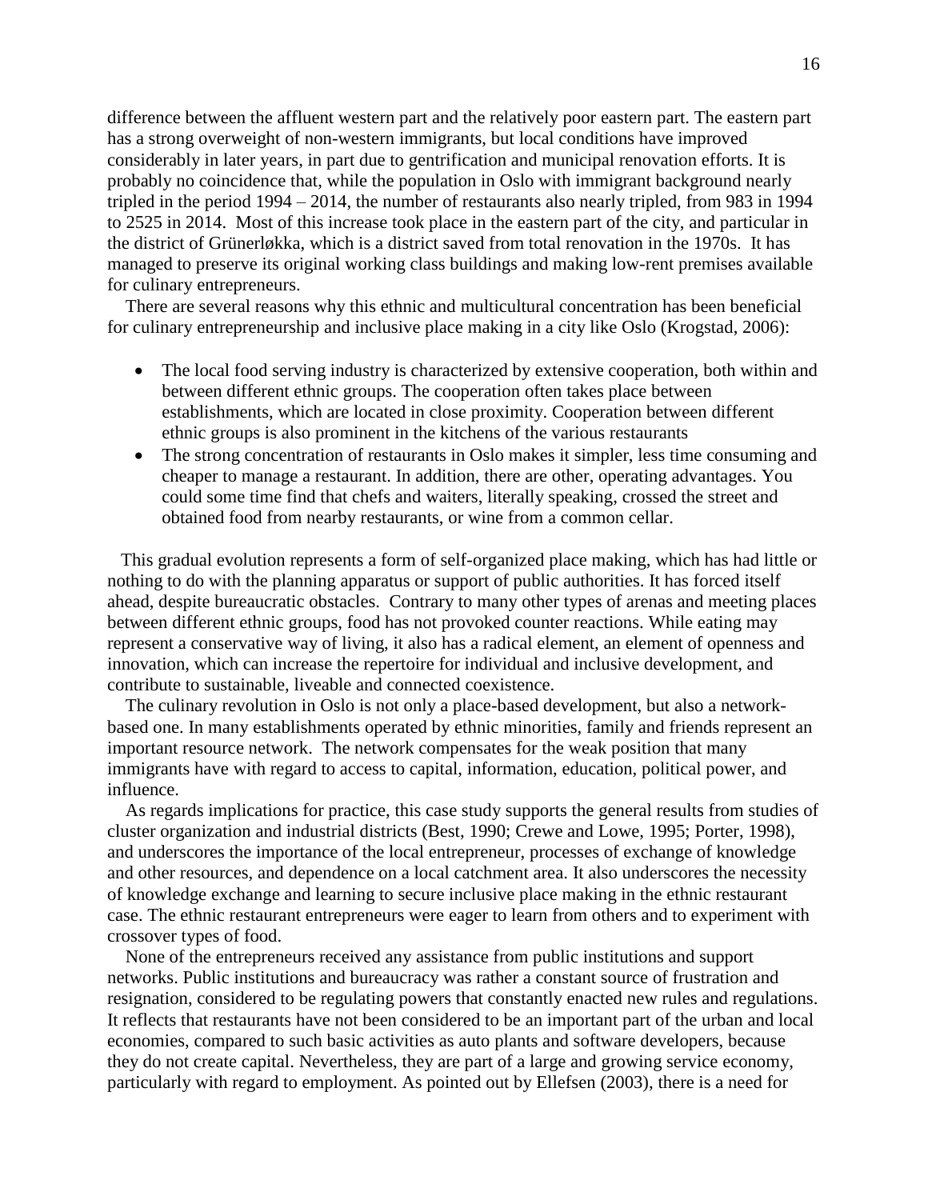difference between the affluent western part and the relatively poor eastern part. The eastern part has a strong overweight of non-western immigrants, but local conditions have improved considerably in later years, in part due to gentrification and municipal renovation efforts. It is probably no coincidence that, while the population in Oslo with immigrant background nearly tripled in the period 1994 – 2014, the number of restaurants also nearly tripled, from 983 in 1994 to 2525 in 2014. Most of this increase took place in the eastern part of the city, and particular in the district of Grünerløkka, which is a district saved from total renovation in the 1970s. It has managed to preserve its original working class buildings and making low-rent premises available for culinary entrepreneurs.

There are several reasons why this ethnic and multicultural concentration has been beneficial for culinary entrepreneurship and inclusive place making in a city like Oslo (Krogstad, 2006):

- The local food serving industry is characterized by extensive cooperation, both within and between different ethnic groups. The cooperation often takes place between establishments, which are located in close proximity. Cooperation between different ethnic groups is also prominent in the kitchens of the various restaurants
- The strong concentration of restaurants in Oslo makes it simpler, less time consuming and cheaper to manage a restaurant. In addition, there are other, operating advantages. You could some time find that chefs and waiters, literally speaking, crossed the street and obtained food from nearby restaurants, or wine from a common cellar.

This gradual evolution represents a form of self-organized place making, which has had little or nothing to do with the planning apparatus or support of public authorities. It has forced itself ahead, despite bureaucratic obstacles. Contrary to many other types of arenas and meeting places between different ethnic groups, food has not provoked counter reactions. While eating may represent a conservative way of living, it also has a radical element, an element of openness and innovation, which can increase the repertoire for individual and inclusive development, and contribute to sustainable, liveable and connected coexistence.

The culinary revolution in Oslo is not only a place-based development, but also a network-based one. In many establishments operated by ethnic minorities, family and friends represent an important resource network. The network compensates for the weak position that many immigrants have with regard to access to capital, information, education, political power, and influence.

As regards implications for practice, this case study supports the general results from studies of cluster organization and industrial districts (Best, 1990; Crewe and Lowe, 1995; Porter, 1998), and underscores the importance of the local entrepreneur, processes of exchange of knowledge and other resources, and dependence on a local catchment area. It also underscores the necessity of knowledge exchange and learning to secure inclusive place making in the ethnic restaurant case. The ethnic restaurant entrepreneurs were eager to learn from others and to experiment with crossover types of food.

None of the entrepreneurs received any assistance from public institutions and support networks. Public institutions and bureaucracy was rather a constant source of frustration and resignation, considered to be regulating powers that constantly enacted new rules and regulations. It reflects that restaurants have not been considered to be an important part of the urban and local economies, compared to such basic activities as auto plants and software developers, because they do not create capital. Nevertheless, they are part of a large and growing service economy, particularly with regard to employment. As pointed out by Ellefsen (2003), there is a need for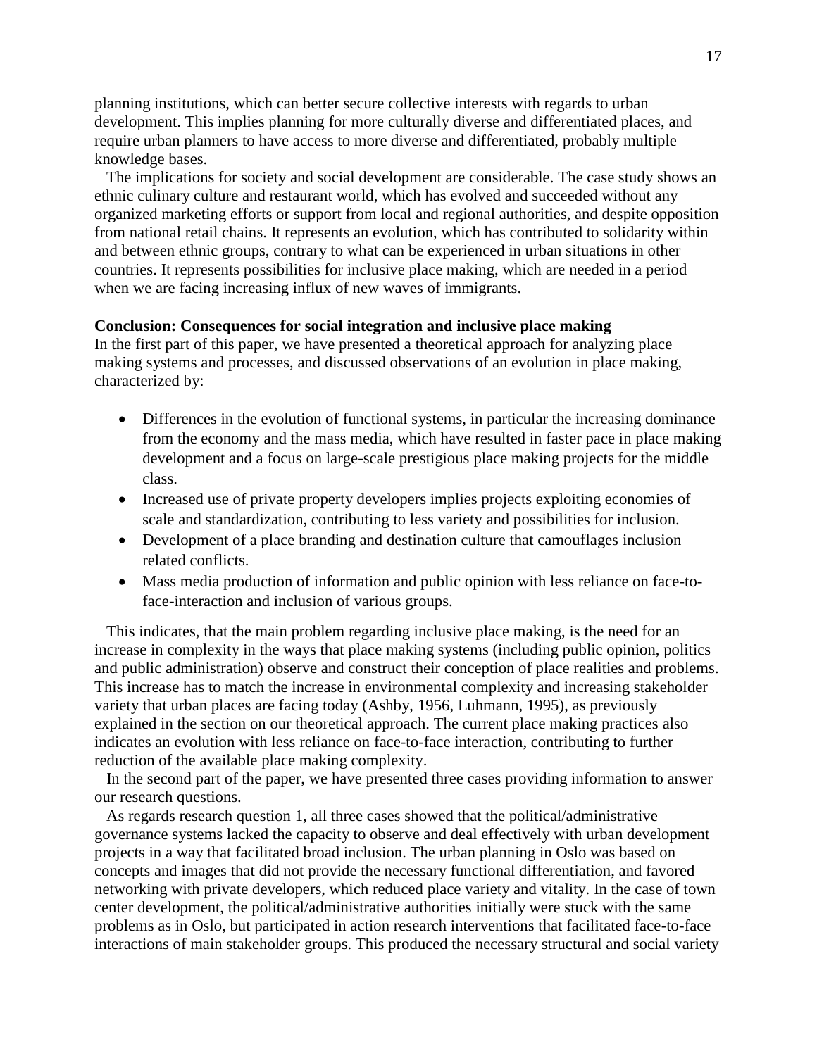planning institutions, which can better secure collective interests with regards to urban development. This implies planning for more culturally diverse and differentiated places, and require urban planners to have access to more diverse and differentiated, probably multiple knowledge bases.

The implications for society and social development are considerable. The case study shows an ethnic culinary culture and restaurant world, which has evolved and succeeded without any organized marketing efforts or support from local and regional authorities, and despite opposition from national retail chains. It represents an evolution, which has contributed to solidarity within and between ethnic groups, contrary to what can be experienced in urban situations in other countries. It represents possibilities for inclusive place making, which are needed in a period when we are facing increasing influx of new waves of immigrants.

**Conclusion: Consequences for social integration and inclusive place making**

In the first part of this paper, we have presented a theoretical approach for analyzing place making systems and processes, and discussed observations of an evolution in place making, characterized by:

- Differences in the evolution of functional systems, in particular the increasing dominance from the economy and the mass media, which have resulted in faster pace in place making development and a focus on large-scale prestigious place making projects for the middle class.
- Increased use of private property developers implies projects exploiting economies of scale and standardization, contributing to less variety and possibilities for inclusion.
- Development of a place branding and destination culture that camouflages inclusion related conflicts.
- Mass media production of information and public opinion with less reliance on face-to-face-interaction and inclusion of various groups.

This indicates, that the main problem regarding inclusive place making, is the need for an increase in complexity in the ways that place making systems (including public opinion, politics and public administration) observe and construct their conception of place realities and problems. This increase has to match the increase in environmental complexity and increasing stakeholder variety that urban places are facing today (Ashby, 1956, Luhmann, 1995), as previously explained in the section on our theoretical approach. The current place making practices also indicates an evolution with less reliance on face-to-face interaction, contributing to further reduction of the available place making complexity.

In the second part of the paper, we have presented three cases providing information to answer our research questions.

As regards research question 1, all three cases showed that the political/administrative governance systems lacked the capacity to observe and deal effectively with urban development projects in a way that facilitated broad inclusion. The urban planning in Oslo was based on concepts and images that did not provide the necessary functional differentiation, and favored networking with private developers, which reduced place variety and vitality. In the case of town center development, the political/administrative authorities initially were stuck with the same problems as in Oslo, but participated in action research interventions that facilitated face-to-face interactions of main stakeholder groups. This produced the necessary structural and social variety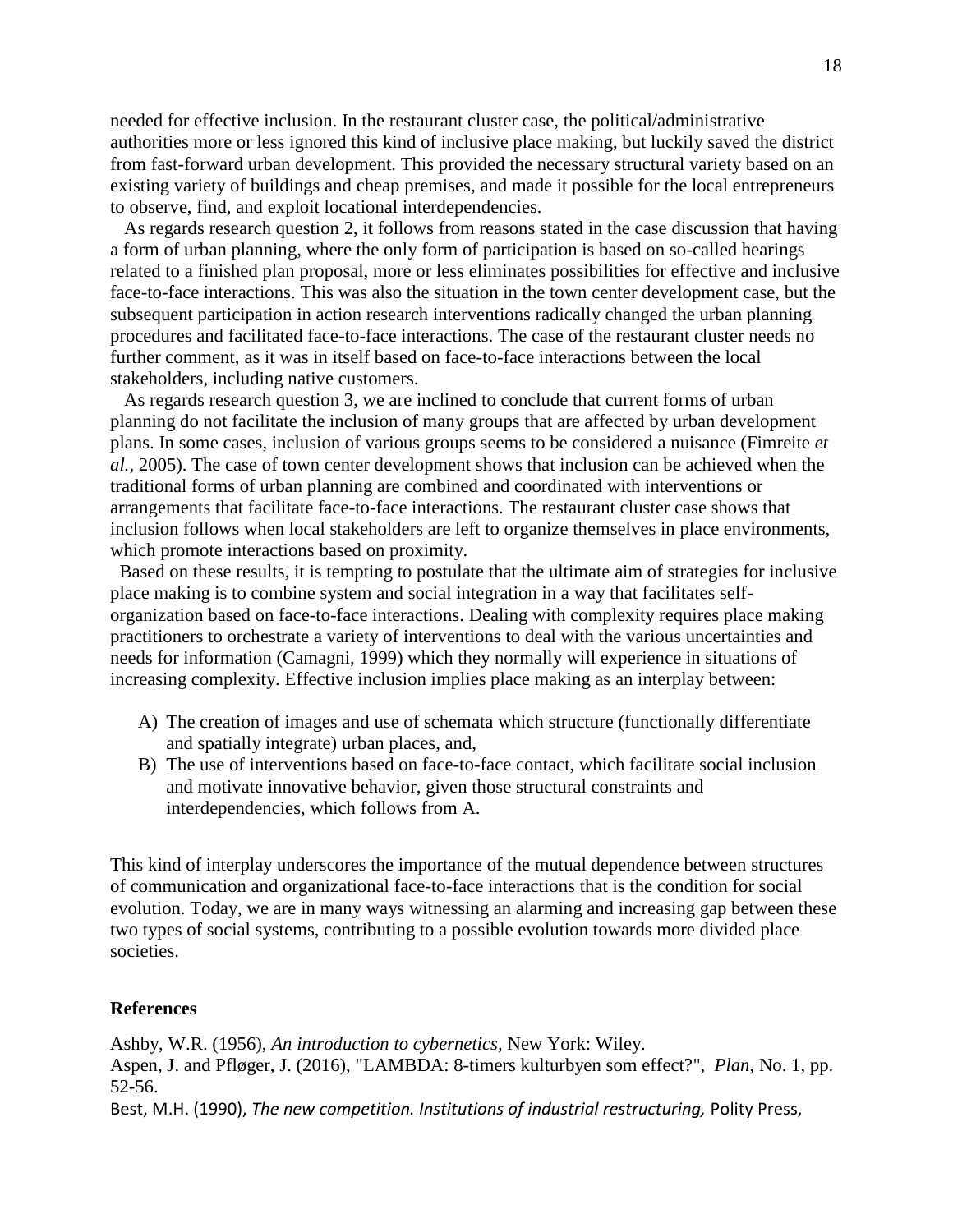needed for effective inclusion. In the restaurant cluster case, the political/administrative authorities more or less ignored this kind of inclusive place making, but luckily saved the district from fast-forward urban development. This provided the necessary structural variety based on an existing variety of buildings and cheap premises, and made it possible for the local entrepreneurs to observe, find, and exploit locational interdependencies.

As regards research question 2, it follows from reasons stated in the case discussion that having a form of urban planning, where the only form of participation is based on so-called hearings related to a finished plan proposal, more or less eliminates possibilities for effective and inclusive face-to-face interactions. This was also the situation in the town center development case, but the subsequent participation in action research interventions radically changed the urban planning procedures and facilitated face-to-face interactions. The case of the restaurant cluster needs no further comment, as it was in itself based on face-to-face interactions between the local stakeholders, including native customers.

As regards research question 3, we are inclined to conclude that current forms of urban planning do not facilitate the inclusion of many groups that are affected by urban development plans. In some cases, inclusion of various groups seems to be considered a nuisance (Fimreite *et al.*, 2005). The case of town center development shows that inclusion can be achieved when the traditional forms of urban planning are combined and coordinated with interventions or arrangements that facilitate face-to-face interactions. The restaurant cluster case shows that inclusion follows when local stakeholders are left to organize themselves in place environments, which promote interactions based on proximity.

Based on these results, it is tempting to postulate that the ultimate aim of strategies for inclusive place making is to combine system and social integration in a way that facilitates self-organization based on face-to-face interactions. Dealing with complexity requires place making practitioners to orchestrate a variety of interventions to deal with the various uncertainties and needs for information (Camagni, 1999) which they normally will experience in situations of increasing complexity. Effective inclusion implies place making as an interplay between:

A) The creation of images and use of schemata which structure (functionally differentiate and spatially integrate) urban places, and,
B) The use of interventions based on face-to-face contact, which facilitate social inclusion and motivate innovative behavior, given those structural constraints and interdependencies, which follows from A.

This kind of interplay underscores the importance of the mutual dependence between structures of communication and organizational face-to-face interactions that is the condition for social evolution. Today, we are in many ways witnessing an alarming and increasing gap between these two types of social systems, contributing to a possible evolution towards more divided place societies.

## References

Ashby, W.R. (1956), *An introduction to cybernetics,* New York: Wiley.

Aspen, J. and Pfløger, J. (2016), "LAMBDA: 8-timers kulturbyen som effect?", *Plan*, No. 1, pp. 52-56.

Best, M.H. (1990), *The new competition. Institutions of industrial restructuring,* Polity Press,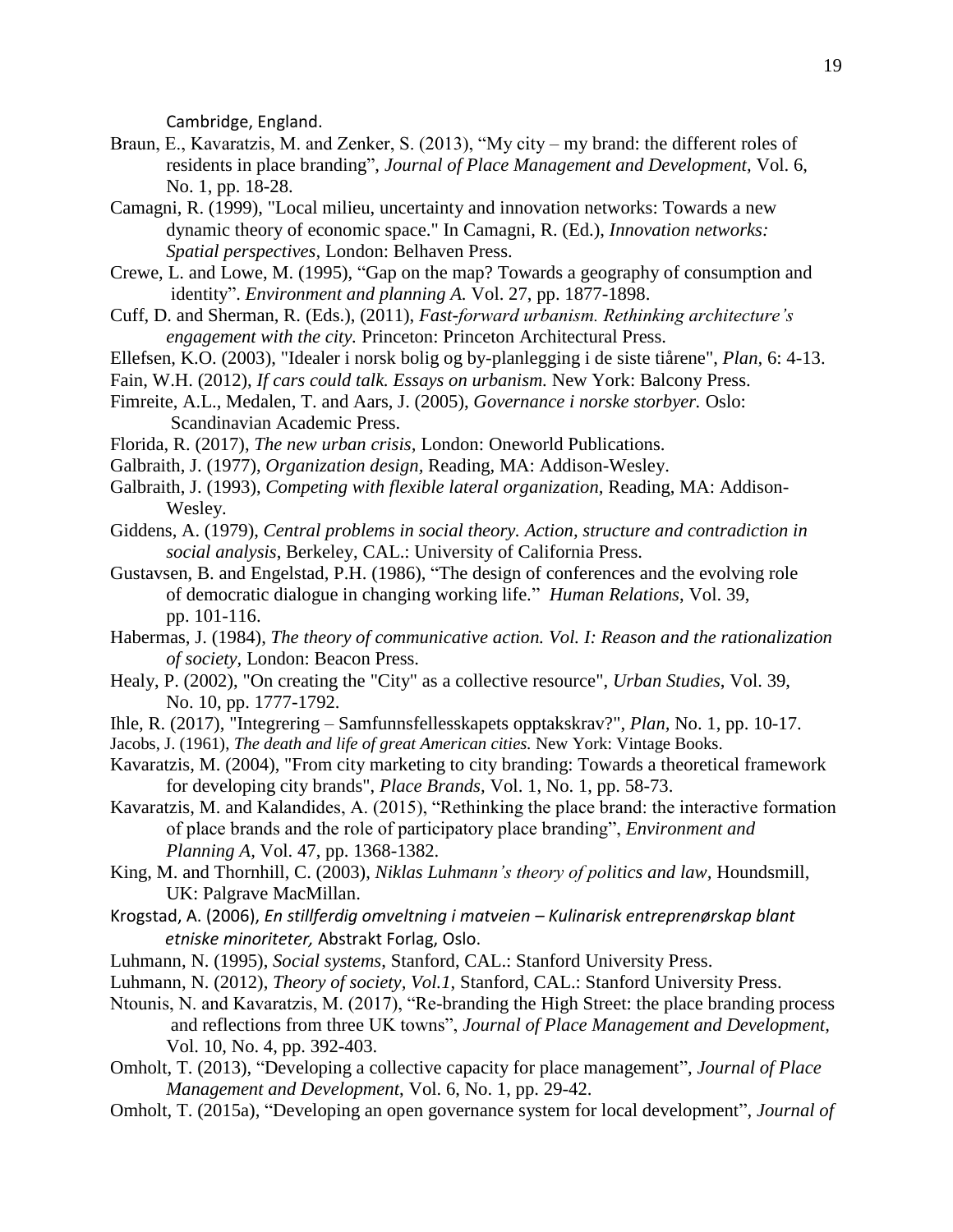Cambridge, England.

Braun, E., Kavaratzis, M. and Zenker, S. (2013), "My city – my brand: the different roles of residents in place branding", *Journal of Place Management and Development*, Vol. 6, No. 1, pp. 18-28.

Camagni, R. (1999), "Local milieu, uncertainty and innovation networks: Towards a new dynamic theory of economic space." In Camagni, R. (Ed.), *Innovation networks: Spatial perspectives,* London: Belhaven Press.

Crewe, L. and Lowe, M. (1995), "Gap on the map? Towards a geography of consumption and identity". *Environment and planning A.* Vol. 27, pp. 1877-1898.

Cuff, D. and Sherman, R. (Eds.), (2011), *Fast-forward urbanism. Rethinking architecture's engagement with the city.* Princeton: Princeton Architectural Press.

Ellefsen, K.O. (2003), "Idealer i norsk bolig og by-planlegging i de siste tiårene", *Plan*, 6: 4-13.

Fain, W.H. (2012), *If cars could talk. Essays on urbanism.* New York: Balcony Press.

Fimreite, A.L., Medalen, T. and Aars, J. (2005), *Governance i norske storbyer.* Oslo: Scandinavian Academic Press.

Florida, R. (2017), *The new urban crisis,* London: Oneworld Publications.

Galbraith, J. (1977), *Organization design*, Reading, MA: Addison-Wesley.

Galbraith, J. (1993), *Competing with flexible lateral organization*, Reading, MA: Addison-Wesley.

Giddens, A. (1979), *Central problems in social theory. Action, structure and contradiction in social analysis*, Berkeley, CAL.: University of California Press.

Gustavsen, B. and Engelstad, P.H. (1986), "The design of conferences and the evolving role of democratic dialogue in changing working life." *Human Relations*, Vol. 39, pp. 101-116.

Habermas, J. (1984), *The theory of communicative action. Vol. I: Reason and the rationalization of society*, London: Beacon Press.

Healy, P. (2002), "On creating the "City" as a collective resource", *Urban Studies*, Vol. 39, No. 10, pp. 1777-1792.

Ihle, R. (2017), "Integrering – Samfunnsfellesskapets opptakskrav?", *Plan*, No. 1, pp. 10-17.

Jacobs, J. (1961), *The death and life of great American cities.* New York: Vintage Books.

Kavaratzis, M. (2004), "From city marketing to city branding: Towards a theoretical framework for developing city brands", *Place Brands*, Vol. 1, No. 1, pp. 58-73.

Kavaratzis, M. and Kalandides, A. (2015), "Rethinking the place brand: the interactive formation of place brands and the role of participatory place branding", *Environment and Planning A*, Vol. 47, pp. 1368-1382.

King, M. and Thornhill, C. (2003), *Niklas Luhmann's theory of politics and law*, Houndsmill, UK: Palgrave MacMillan.

Krogstad, A. (2006), *En stillferdig omveltning i matveien – Kulinarisk entreprenørskap blant etniske minoriteter,* Abstrakt Forlag, Oslo.

Luhmann, N. (1995), *Social systems*, Stanford, CAL.: Stanford University Press.

Luhmann, N. (2012), *Theory of society, Vol.1*, Stanford, CAL.: Stanford University Press.

Ntounis, N. and Kavaratzis, M. (2017), "Re-branding the High Street: the place branding process and reflections from three UK towns", *Journal of Place Management and Development,* Vol. 10, No. 4, pp. 392-403.

Omholt, T. (2013), "Developing a collective capacity for place management", *Journal of Place Management and Development*, Vol. 6, No. 1, pp. 29-42.

Omholt, T. (2015a), "Developing an open governance system for local development", *Journal of*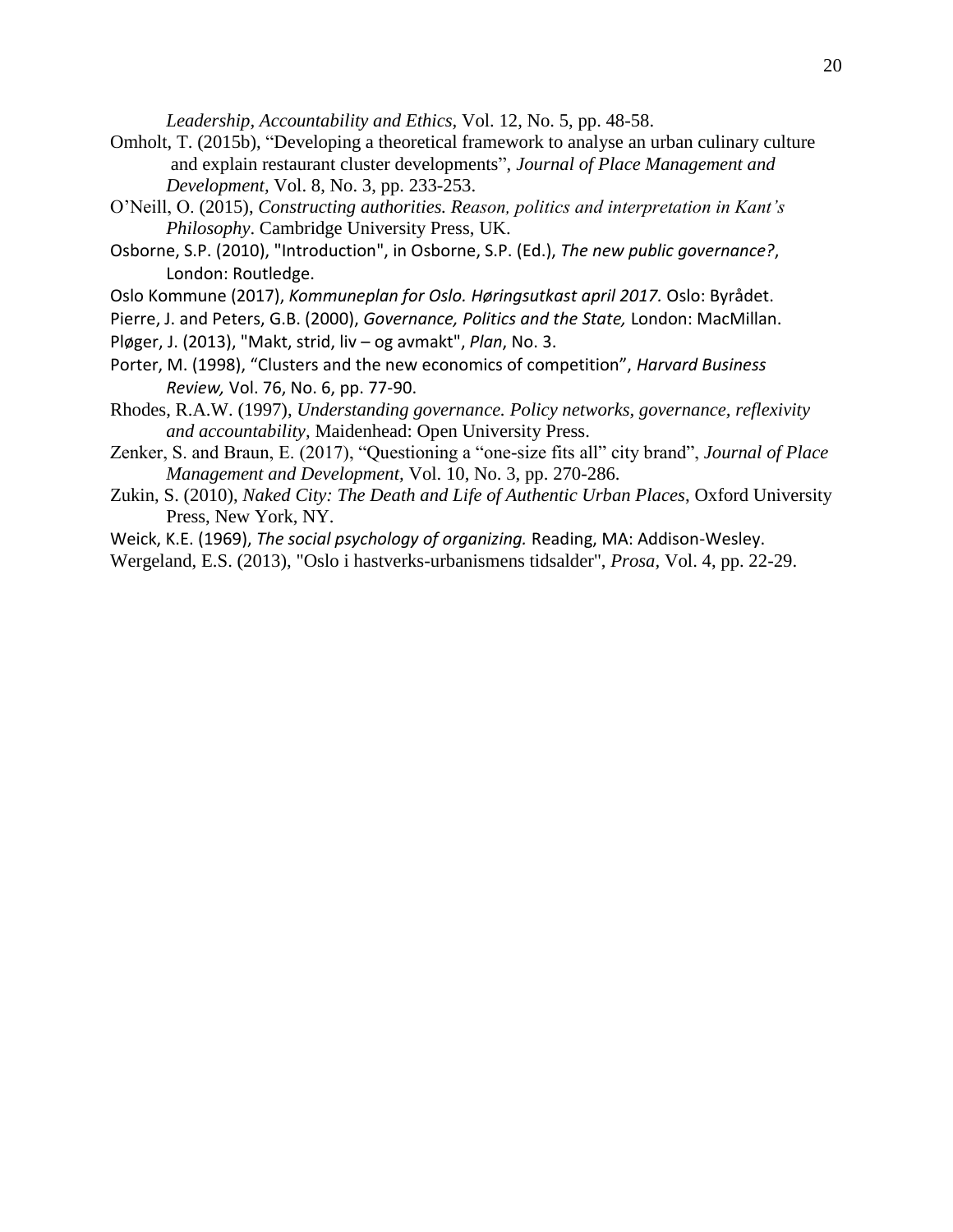*Leadership, Accountability and Ethics*, Vol. 12, No. 5, pp. 48-58.

Omholt, T. (2015b), "Developing a theoretical framework to analyse an urban culinary culture and explain restaurant cluster developments", *Journal of Place Management and Development*, Vol. 8, No. 3, pp. 233-253.

O'Neill, O. (2015), *Constructing authorities. Reason, politics and interpretation in Kant's Philosophy*. Cambridge University Press, UK.

Osborne, S.P. (2010), "Introduction", in Osborne, S.P. (Ed.), *The new public governance?*, London: Routledge.

Oslo Kommune (2017), *Kommuneplan for Oslo. Høringsutkast april 2017.* Oslo: Byrådet.

Pierre, J. and Peters, G.B. (2000), *Governance, Politics and the State,* London: MacMillan.

Pløger, J. (2013), "Makt, strid, liv – og avmakt", *Plan*, No. 3.

Porter, M. (1998), "Clusters and the new economics of competition", *Harvard Business Review,* Vol. 76, No. 6, pp. 77-90.

Rhodes, R.A.W. (1997), *Understanding governance. Policy networks, governance, reflexivity and accountability*, Maidenhead: Open University Press.

Zenker, S. and Braun, E. (2017), "Questioning a "one-size fits all" city brand", *Journal of Place Management and Development*, Vol. 10, No. 3, pp. 270-286.

Zukin, S. (2010), *Naked City: The Death and Life of Authentic Urban Places*, Oxford University Press, New York, NY.

Weick, K.E. (1969), *The social psychology of organizing.* Reading, MA: Addison-Wesley.

Wergeland, E.S. (2013), "Oslo i hastverks-urbanismens tidsalder", *Prosa*, Vol. 4, pp. 22-29.